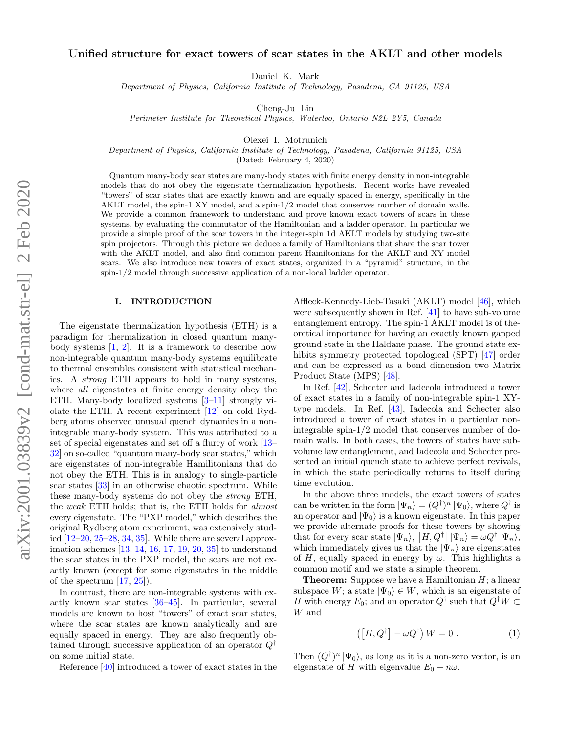# Unified structure for exact towers of scar states in the AKLT and other models

Daniel K. Mark

*Department of Physics, California Institute of Technology, Pasadena, CA 91125, USA*

Cheng-Ju Lin

*Perimeter Institute for Theoretical Physics, Waterloo, Ontario N2L 2Y5, Canada*

Olexei I. Motrunich

*Department of Physics, California Institute of Technology, Pasadena, California 91125, USA*

(Dated: February 4, 2020)

Quantum many-body scar states are many-body states with finite energy density in non-integrable models that do not obey the eigenstate thermalization hypothesis. Recent works have revealed "towers" of scar states that are exactly known and are equally spaced in energy, specifically in the AKLT model, the spin-1 XY model, and a spin-1/2 model that conserves number of domain walls. We provide a common framework to understand and prove known exact towers of scars in these systems, by evaluating the commutator of the Hamiltonian and a ladder operator. In particular we provide a simple proof of the scar towers in the integer-spin 1d AKLT models by studying two-site spin projectors. Through this picture we deduce a family of Hamiltonians that share the scar tower with the AKLT model, and also find common parent Hamiltonians for the AKLT and XY model scars. We also introduce new towers of exact states, organized in a "pyramid" structure, in the spin-1/2 model through successive application of a non-local ladder operator.

## I. INTRODUCTION

The eigenstate thermalization hypothesis (ETH) is a paradigm for thermalization in closed quantum many-body systems [1, 2]. It is a framework to describe how non-integrable quantum many-body systems equilibrate to thermal ensembles consistent with statistical mechanics. A *strong* ETH appears to hold in many systems, where *all* eigenstates at finite energy density obey the ETH. Many-body localized systems [3–11] strongly violate the ETH. A recent experiment [12] on cold Rydberg atoms observed unusual quench dynamics in a non-integrable many-body system. This was attributed to a set of special eigenstates and set off a flurry of work [13–32] on so-called "quantum many-body scar states," which are eigenstates of non-integrable Hamiltonians that do not obey the ETH. This is in analogy to single-particle scar states [33] in an otherwise chaotic spectrum. While these many-body systems do not obey the *strong* ETH, the *weak* ETH holds; that is, the ETH holds for *almost* every eigenstate. The "PXP model," which describes the original Rydberg atom experiment, was extensively studied [12–20, 25–28, 34, 35]. While there are several approximation schemes [13, 14, 16, 17, 19, 20, 35] to understand the scar states in the PXP model, the scars are not exactly known (except for some eigenstates in the middle of the spectrum [17, 25]).

In contrast, there are non-integrable systems with exactly known scar states [36–45]. In particular, several models are known to host "towers" of exact scar states, where the scar states are known analytically and are equally spaced in energy. They are also frequently obtained through successive application of an operator $Q^\dagger$ on some initial state.

Reference [40] introduced a tower of exact states in the Affleck-Kennedy-Lieb-Tasaki (AKLT) model [46], which were subsequently shown in Ref. [41] to have sub-volume entanglement entropy. The spin-1 AKLT model is of theoretical importance for having an exactly known gapped ground state in the Haldane phase. The ground state exhibits symmetry protected topological (SPT) [47] order and can be expressed as a bond dimension two Matrix Product State (MPS) [48].

In Ref. [42], Schecter and Iadecola introduced a tower of exact states in a family of non-integrable spin-1 XY-type models. In Ref. [43], Iadecola and Schecter also introduced a tower of exact states in a particular non-integrable spin-1/2 model that conserves number of domain walls. In both cases, the towers of states have sub-volume law entanglement, and Iadecola and Schecter presented an initial quench state to achieve perfect revivals, in which the state periodically returns to itself during time evolution.

In the above three models, the exact towers of states can be written in the form $|\Psi_n\rangle = (Q^\dagger)^n |\Psi_0\rangle$, where $Q^\dagger$ is an operator and $|\Psi_0\rangle$ is a known eigenstate. In this paper we provide alternate proofs for these towers by showing that for every scar state $|\Psi_n\rangle$, $[H, Q^\dagger] |\Psi_n\rangle = \omega Q^\dagger |\Psi_n\rangle$, which immediately gives us that the $|\Psi_n\rangle$ are eigenstates of $H$, equally spaced in energy by $\omega$. This highlights a common motif and we state a simple theorem.

**Theorem:** Suppose we have a Hamiltonian $H$; a linear subspace $W$; a state $|\Psi_0\rangle \in W$, which is an eigenstate of $H$ with energy $E_0$; and an operator $Q^\dagger$ such that $Q^\dagger W \subset W$ and

$$\left([H, Q^\dagger] - \omega Q^\dagger\right) W = 0 \, . \tag{1}$$

Then $(Q^\dagger)^n |\Psi_0\rangle$, as long as it is a non-zero vector, is an eigenstate of $H$ with eigenvalue $E_0 + n\omega$.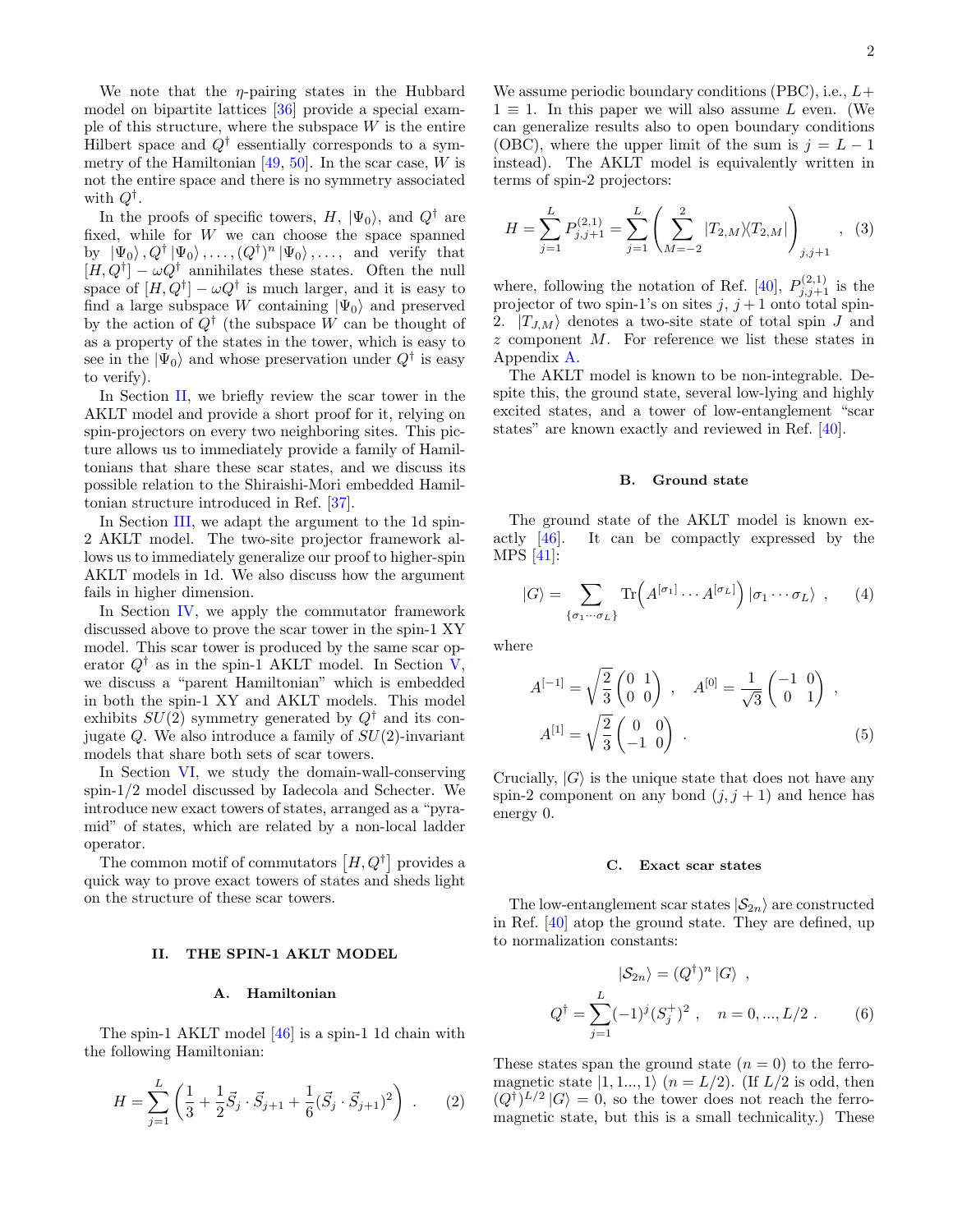We note that the $\eta$-pairing states in the Hubbard model on bipartite lattices [36] provide a special example of this structure, where the subspace $W$ is the entire Hilbert space and $Q^\dagger$ essentially corresponds to a symmetry of the Hamiltonian [49, 50]. In the scar case, $W$ is not the entire space and there is no symmetry associated with $Q^\dagger$.

In the proofs of specific towers, $H$, $|\Psi_0\rangle$, and $Q^\dagger$ are fixed, while for $W$ we can choose the space spanned by $|\Psi_0\rangle, Q^\dagger |\Psi_0\rangle, \dots, (Q^\dagger)^n |\Psi_0\rangle, \dots,$ and verify that $[H, Q^\dagger] - \omega Q^\dagger$ annihilates these states. Often the null space of $[H, Q^\dagger] - \omega Q^\dagger$ is much larger, and it is easy to find a large subspace $W$ containing $|\Psi_0\rangle$ and preserved by the action of $Q^\dagger$ (the subspace $W$ can be thought of as a property of the states in the tower, which is easy to see in the $|\Psi_0\rangle$ and whose preservation under $Q^\dagger$ is easy to verify).

In Section II, we briefly review the scar tower in the AKLT model and provide a short proof for it, relying on spin-projectors on every two neighboring sites. This picture allows us to immediately provide a family of Hamiltonians that share these scar states, and we discuss its possible relation to the Shiraishi-Mori embedded Hamiltonian structure introduced in Ref. [37].

In Section III, we adapt the argument to the 1d spin-2 AKLT model. The two-site projector framework allows us to immediately generalize our proof to higher-spin AKLT models in 1d. We also discuss how the argument fails in higher dimension.

In Section IV, we apply the commutator framework discussed above to prove the scar tower in the spin-1 XY model. This scar tower is produced by the same scar operator $Q^\dagger$ as in the spin-1 AKLT model. In Section V, we discuss a "parent Hamiltonian" which is embedded in both the spin-1 XY and AKLT models. This model exhibits $SU(2)$ symmetry generated by $Q^\dagger$ and its conjugate $Q$. We also introduce a family of $SU(2)$-invariant models that share both sets of scar towers.

In Section VI, we study the domain-wall-conserving spin-1/2 model discussed by Iadecola and Schecter. We introduce new exact towers of states, arranged as a "pyramid" of states, which are related by a non-local ladder operator.

The common motif of commutators $[H, Q^\dagger]$ provides a quick way to prove exact towers of states and sheds light on the structure of these scar towers.

## II. THE SPIN-1 AKLT MODEL

### A. Hamiltonian

The spin-1 AKLT model [46] is a spin-1 1d chain with the following Hamiltonian:

$$H = \sum_{j=1}^{L} \left( \frac{1}{3} + \frac{1}{2} \vec{S}_j \cdot \vec{S}_{j+1} + \frac{1}{6} (\vec{S}_j \cdot \vec{S}_{j+1})^2 \right) . \tag{2}$$

We assume periodic boundary conditions (PBC), i.e., $L + 1 \equiv 1$. In this paper we will also assume $L$ even. (We can generalize results also to open boundary conditions (OBC), where the upper limit of the sum is $j = L - 1$ instead). The AKLT model is equivalently written in terms of spin-2 projectors:

$$H = \sum_{j=1}^{L} P^{(2,1)}_{j,j+1} = \sum_{j=1}^{L} \left( \sum_{M=-2}^{2} |T_{2,M}\rangle\langle T_{2,M}| \right)_{j,j+1} , \tag{3}$$

where, following the notation of Ref. [40], $P^{(2,1)}_{j,j+1}$ is the projector of two spin-1's on sites $j$, $j+1$ onto total spin-2. $|T_{J,M}\rangle$ denotes a two-site state of total spin $J$ and $z$ component $M$. For reference we list these states in Appendix A.

The AKLT model is known to be non-integrable. Despite this, the ground state, several low-lying and highly excited states, and a tower of low-entanglement "scar states" are known exactly and reviewed in Ref. [40].

### B. Ground state

The ground state of the AKLT model is known exactly [46]. It can be compactly expressed by the MPS [41]:

$$|G\rangle = \sum_{\{\sigma_1 \cdots \sigma_L\}} \mathrm{Tr}\Big( A^{[\sigma_1]} \cdots A^{[\sigma_L]} \Big) |\sigma_1 \cdots \sigma_L\rangle , \tag{4}$$

where

$$A^{[-1]} = \sqrt{\frac{2}{3}} \begin{pmatrix} 0 & 1 \\ 0 & 0 \end{pmatrix} , \quad A^{[0]} = \frac{1}{\sqrt{3}} \begin{pmatrix} -1 & 0 \\ 0 & 1 \end{pmatrix} ,$$
$$A^{[1]} = \sqrt{\frac{2}{3}} \begin{pmatrix} 0 & 0 \\ -1 & 0 \end{pmatrix} . \tag{5}$$

Crucially, $|G\rangle$ is the unique state that does not have any spin-2 component on any bond $(j, j+1)$ and hence has energy 0.

### C. Exact scar states

The low-entanglement scar states $|\mathcal{S}_{2n}\rangle$ are constructed in Ref. [40] atop the ground state. They are defined, up to normalization constants:

$$|\mathcal{S}_{2n}\rangle = (Q^\dagger)^n |G\rangle ,$$
$$Q^\dagger = \sum_{j=1}^{L} (-1)^j (S_j^+)^2 , \quad n = 0, ..., L/2 . \tag{6}$$

These states span the ground state ($n = 0$) to the ferromagnetic state $|1, 1..., 1\rangle$ ($n = L/2$). (If $L/2$ is odd, then $(Q^\dagger)^{L/2} |G\rangle = 0$, so the tower does not reach the ferromagnetic state, but this is a small technicality.) These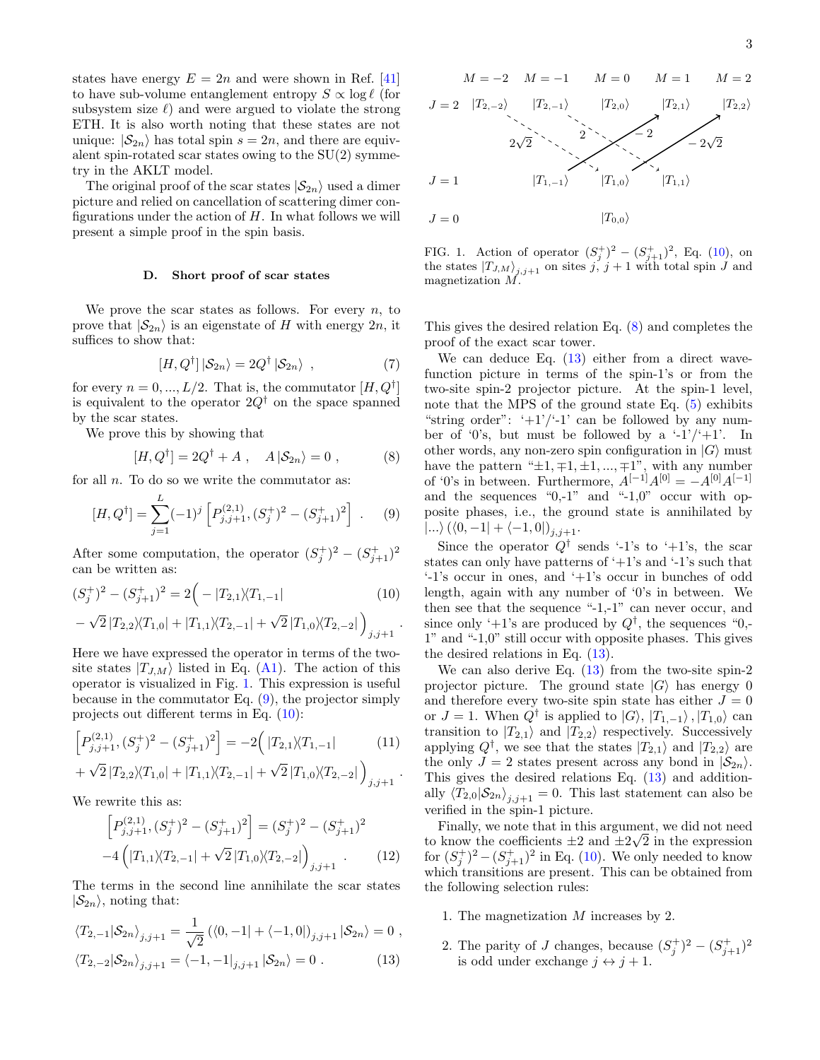states have energy $E = 2n$ and were shown in Ref. [41] to have sub-volume entanglement entropy $S \propto \log \ell$ (for subsystem size $\ell$) and were argued to violate the strong ETH. It is also worth noting that these states are not unique: $|\mathcal{S}_{2n}\rangle$ has total spin $s = 2n$, and there are equivalent spin-rotated scar states owing to the SU(2) symmetry in the AKLT model.

The original proof of the scar states $|\mathcal{S}_{2n}\rangle$ used a dimer picture and relied on cancellation of scattering dimer configurations under the action of $H$. In what follows we will present a simple proof in the spin basis.

### D. Short proof of scar states

We prove the scar states as follows. For every $n$, to prove that $|\mathcal{S}_{2n}\rangle$ is an eigenstate of $H$ with energy $2n$, it suffices to show that:

$$[H, Q^\dagger] |\mathcal{S}_{2n}\rangle = 2Q^\dagger |\mathcal{S}_{2n}\rangle \ , \tag{7}$$

for every $n = 0, ..., L/2$. That is, the commutator $[H, Q^\dagger]$ is equivalent to the operator $2Q^\dagger$ on the space spanned by the scar states.

We prove this by showing that

$$[H, Q^\dagger] = 2Q^\dagger + A \ , \quad A |\mathcal{S}_{2n}\rangle = 0 \ , \tag{8}$$

for all $n$. To do so we write the commutator as:

$$[H, Q^\dagger] = \sum_{j=1}^{L} (-1)^j \left[ P^{(2,1)}_{j,j+1}, (S_j^+)^2 - (S_{j+1}^+)^2 \right] \ . \tag{9}$$

After some computation, the operator $(S_j^+)^2 - (S_{j+1}^+)^2$ can be written as:

$$\begin{aligned}(S_j^+)^2 - (S_{j+1}^+)^2 = 2\Big( &- |T_{2,1}\rangle\langle T_{1,-1}| \\ - \sqrt{2}\, |T_{2,2}\rangle\langle T_{1,0}| &+ |T_{1,1}\rangle\langle T_{2,-1}| + \sqrt{2}\, |T_{1,0}\rangle\langle T_{2,-2}| \Big)_{j,j+1} \ .\end{aligned} \tag{10}$$

Here we have expressed the operator in terms of the two-site states $|T_{J,M}\rangle$ listed in Eq. (A1). The action of this operator is visualized in Fig. 1. This expression is useful because in the commutator Eq. (9), the projector simply projects out different terms in Eq. (10):

$$\begin{aligned}\left[ P^{(2,1)}_{j,j+1}, (S_j^+)^2 - (S_{j+1}^+)^2 \right] = -2\Big( &|T_{2,1}\rangle\langle T_{1,-1}| \\ + \sqrt{2}\, |T_{2,2}\rangle\langle T_{1,0}| + |T_{1,1}\rangle\langle T_{2,-1}| &+ \sqrt{2}\, |T_{1,0}\rangle\langle T_{2,-2}| \Big)_{j,j+1} \ .\end{aligned} \tag{11}$$

We rewrite this as:

$$\begin{aligned}\left[ P^{(2,1)}_{j,j+1}, (S_j^+)^2 - (S_{j+1}^+)^2 \right] &= (S_j^+)^2 - (S_{j+1}^+)^2 \\ -4 \left( |T_{1,1}\rangle\langle T_{2,-1}| + \sqrt{2}\, |T_{1,0}\rangle\langle T_{2,-2}| \right)_{j,j+1} &\ .\end{aligned} \tag{12}$$

The terms in the second line annihilate the scar states $|\mathcal{S}_{2n}\rangle$, noting that:

$$\begin{aligned}\langle T_{2,-1} | \mathcal{S}_{2n}\rangle_{j,j+1} &= \frac{1}{\sqrt{2}} \left( \langle 0, -1| + \langle -1, 0| \right)_{j,j+1} |\mathcal{S}_{2n}\rangle = 0 \ , \\ \langle T_{2,-2} | \mathcal{S}_{2n}\rangle_{j,j+1} &= \langle -1, -1|_{j,j+1} |\mathcal{S}_{2n}\rangle = 0 \ .\end{aligned} \tag{13}$$

FIG. 1. Action of operator $(S_j^+)^2 - (S_{j+1}^+)^2$, Eq. (10), on the states $|T_{J,M}\rangle_{j,j+1}$ on sites $j$, $j+1$ with total spin $J$ and magnetization $M$.

This gives the desired relation Eq. (8) and completes the proof of the exact scar tower.

We can deduce Eq. (13) either from a direct wavefunction picture in terms of the spin-1's or from the two-site spin-2 projector picture. At the spin-1 level, note that the MPS of the ground state Eq. (5) exhibits "string order": '+1'/'-1' can be followed by any number of '0's, but must be followed by a '-1'/'+1'. In other words, any non-zero spin configuration in $|G\rangle$ must have the pattern "$\pm 1, \mp 1, \pm 1, ..., \mp 1$", with any number of '0's in between. Furthermore, $A^{[-1]}A^{[0]} = -A^{[0]}A^{[-1]}$ and the sequences "0,-1" and "-1,0" occur with opposite phases, i.e., the ground state is annihilated by $|...\rangle \left( \langle 0, -1| + \langle -1, 0| \right)_{j,j+1}$.

Since the operator $Q^\dagger$ sends '-1's to '+1's, the scar states can only have patterns of '+1's and '-1's such that '-1's occur in ones, and '+1's occur in bunches of odd length, again with any number of '0's in between. We then see that the sequence "-1,-1" can never occur, and since only '+1's are produced by $Q^\dagger$, the sequences "0,-1" and "-1,0" still occur with opposite phases. This gives the desired relations in Eq. (13).

We can also derive Eq. (13) from the two-site spin-2 projector picture. The ground state $|G\rangle$ has energy 0 and therefore every two-site spin state has either $J = 0$ or $J = 1$. When $Q^\dagger$ is applied to $|G\rangle$, $|T_{1,-1}\rangle$, $|T_{1,0}\rangle$ can transition to $|T_{2,1}\rangle$ and $|T_{2,2}\rangle$ respectively. Successively applying $Q^\dagger$, we see that the states $|T_{2,1}\rangle$ and $|T_{2,2}\rangle$ are the only $J = 2$ states present across any bond in $|\mathcal{S}_{2n}\rangle$. This gives the desired relations Eq. (13) and additionally $\langle T_{2,0} | \mathcal{S}_{2n}\rangle_{j,j+1} = 0$. This last statement can also be verified in the spin-1 picture.

Finally, we note that in this argument, we did not need to know the coefficients $\pm 2$ and $\pm 2\sqrt{2}$ in the expression for $(S_j^+)^2 - (S_{j+1}^+)^2$ in Eq. (10). We only needed to know which transitions are present. This can be obtained from the following selection rules:

1. The magnetization $M$ increases by 2.
2. The parity of $J$ changes, because $(S_j^+)^2 - (S_{j+1}^+)^2$ is odd under exchange $j \leftrightarrow j + 1$.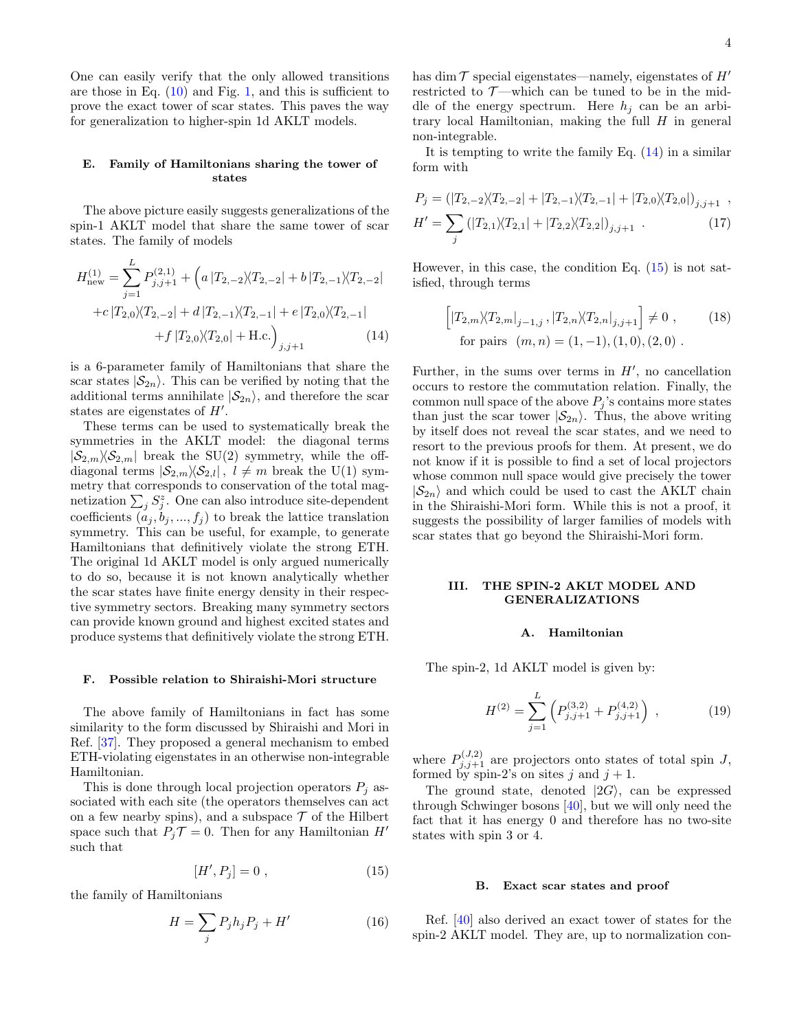One can easily verify that the only allowed transitions are those in Eq. (10) and Fig. 1, and this is sufficient to prove the exact tower of scar states. This paves the way for generalization to higher-spin 1d AKLT models.

### E. Family of Hamiltonians sharing the tower of states

The above picture easily suggests generalizations of the spin-1 AKLT model that share the same tower of scar states. The family of models

$$H^{(1)}_{\rm new} = \sum_{j=1}^{L} P^{(2,1)}_{j,j+1} + \Big( a\,|T_{2,-2}\rangle\langle T_{2,-2}| + b\,|T_{2,-1}\rangle\langle T_{2,-2}| + c\,|T_{2,0}\rangle\langle T_{2,-2}| + d\,|T_{2,-1}\rangle\langle T_{2,-1}| + e\,|T_{2,0}\rangle\langle T_{2,-1}| + f\,|T_{2,0}\rangle\langle T_{2,0}| + \text{H.c.}\Big)_{j,j+1} \tag{14}$$

is a 6-parameter family of Hamiltonians that share the scar states $|\mathcal{S}_{2n}\rangle$. This can be verified by noting that the additional terms annihilate $|\mathcal{S}_{2n}\rangle$, and therefore the scar states are eigenstates of $H'$.

These terms can be used to systematically break the symmetries in the AKLT model: the diagonal terms $|\mathcal{S}_{2,m}\rangle\langle\mathcal{S}_{2,m}|$ break the SU(2) symmetry, while the off-diagonal terms $|\mathcal{S}_{2,m}\rangle\langle\mathcal{S}_{2,l}|\,,\ l\neq m$ break the U(1) symmetry that corresponds to conservation of the total magnetization $\sum_j S^z_j$. One can also introduce site-dependent coefficients $(a_j, b_j, ..., f_j)$ to break the lattice translation symmetry. This can be useful, for example, to generate Hamiltonians that definitively violate the strong ETH. The original 1d AKLT model is only argued numerically to do so, because it is not known analytically whether the scar states have finite energy density in their respective symmetry sectors. Breaking many symmetry sectors can provide known ground and highest excited states and produce systems that definitively violate the strong ETH.

### F. Possible relation to Shiraishi-Mori structure

The above family of Hamiltonians in fact has some similarity to the form discussed by Shiraishi and Mori in Ref. [37]. They proposed a general mechanism to embed ETH-violating eigenstates in an otherwise non-integrable Hamiltonian.

This is done through local projection operators $P_j$ associated with each site (the operators themselves can act on a few nearby spins), and a subspace $\mathcal{T}$ of the Hilbert space such that $P_j\mathcal{T} = 0$. Then for any Hamiltonian $H'$ such that

$$[H', P_j] = 0\ , \tag{15}$$

the family of Hamiltonians

$$H = \sum_j P_j h_j P_j + H' \tag{16}$$

has $\dim\mathcal{T}$ special eigenstates—namely, eigenstates of $H'$ restricted to $\mathcal{T}$—which can be tuned to be in the middle of the energy spectrum. Here $h_j$ can be an arbitrary local Hamiltonian, making the full $H$ in general non-integrable.

It is tempting to write the family Eq. (14) in a similar form with

$$P_j = \left(|T_{2,-2}\rangle\langle T_{2,-2}| + |T_{2,-1}\rangle\langle T_{2,-1}| + |T_{2,0}\rangle\langle T_{2,0}|\right)_{j,j+1}\ ,$$
$$H' = \sum_j \left(|T_{2,1}\rangle\langle T_{2,1}| + |T_{2,2}\rangle\langle T_{2,2}|\right)_{j,j+1}\ . \tag{17}$$

However, in this case, the condition Eq. (15) is not satisfied, through terms

$$\Big[|T_{2,m}\rangle\langle T_{2,m}|_{j-1,j}\,, |T_{2,n}\rangle\langle T_{2,n}|_{j,j+1}\Big] \neq 0\ , \quad \text{for pairs}\ \ (m,n) = (1,-1), (1,0), (2,0)\ . \tag{18}$$

Further, in the sums over terms in $H'$, no cancellation occurs to restore the commutation relation. Finally, the common null space of the above $P_j$'s contains more states than just the scar tower $|\mathcal{S}_{2n}\rangle$. Thus, the above writing by itself does not reveal the scar states, and we need to resort to the previous proofs for them. At present, we do not know if it is possible to find a set of local projectors whose common null space would give precisely the tower $|\mathcal{S}_{2n}\rangle$ and which could be used to cast the AKLT chain in the Shiraishi-Mori form. While this is not a proof, it suggests the possibility of larger families of models with scar states that go beyond the Shiraishi-Mori form.

## III. THE SPIN-2 AKLT MODEL AND GENERALIZATIONS

### A. Hamiltonian

The spin-2, 1d AKLT model is given by:

$$H^{(2)} = \sum_{j=1}^{L} \left(P^{(3,2)}_{j,j+1} + P^{(4,2)}_{j,j+1}\right)\ , \tag{19}$$

where $P^{(J,2)}_{j,j+1}$ are projectors onto states of total spin $J$, formed by spin-2's on sites $j$ and $j+1$.

The ground state, denoted $|2G\rangle$, can be expressed through Schwinger bosons [40], but we will only need the fact that it has energy 0 and therefore has no two-site states with spin 3 or 4.

### B. Exact scar states and proof

Ref. [40] also derived an exact tower of states for the spin-2 AKLT model. They are, up to normalization con-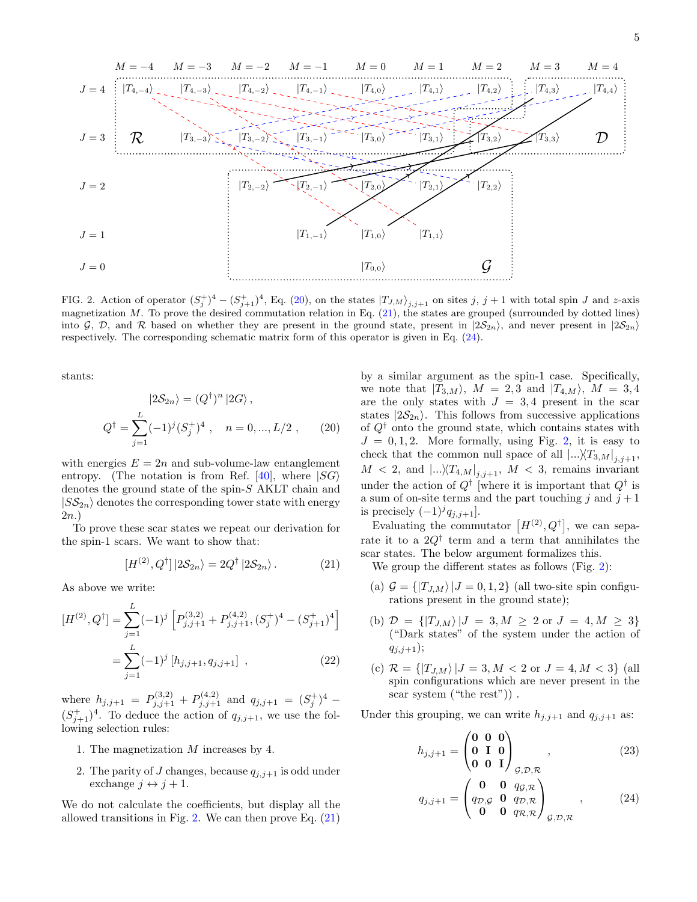FIG. 2. Action of operator $(S_j^+)^4 - (S_{j+1}^+)^4$, Eq. (20), on the states $|T_{J,M}\rangle_{j,j+1}$ on sites $j$, $j+1$ with total spin $J$ and $z$-axis magnetization $M$. To prove the desired commutation relation in Eq. (21), the states are grouped (surrounded by dotted lines) into $\mathcal{G}$, $\mathcal{D}$, and $\mathcal{R}$ based on whether they are present in the ground state, present in $|2\mathcal{S}_{2n}\rangle$, and never present in $|2\mathcal{S}_{2n}\rangle$ respectively. The corresponding schematic matrix form of this operator is given in Eq. (24).

stants:

$$|2\mathcal{S}_{2n}\rangle = (Q^\dagger)^n |2G\rangle ,$$
$$Q^\dagger = \sum_{j=1}^{L} (-1)^j (S_j^+)^4 , \quad n = 0, ..., L/2 , \qquad (20)$$

with energies $E = 2n$ and sub-volume-law entanglement entropy. (The notation is from Ref. [40], where $|SG\rangle$ denotes the ground state of the spin-$S$ AKLT chain and $|S\mathcal{S}_{2n}\rangle$ denotes the corresponding tower state with energy $2n$.)

To prove these scar states we repeat our derivation for the spin-1 scars. We want to show that:

$$[H^{(2)}, Q^\dagger] |2\mathcal{S}_{2n}\rangle = 2Q^\dagger |2\mathcal{S}_{2n}\rangle . \qquad (21)$$

As above we write:

$$[H^{(2)}, Q^\dagger] = \sum_{j=1}^{L} (-1)^j \left[ P_{j,j+1}^{(3,2)} + P_{j,j+1}^{(4,2)}, (S_j^+)^4 - (S_{j+1}^+)^4 \right]$$
$$= \sum_{j=1}^{L} (-1)^j \left[ h_{j,j+1}, q_{j,j+1} \right] , \qquad (22)$$

where $h_{j,j+1} = P_{j,j+1}^{(3,2)} + P_{j,j+1}^{(4,2)}$ and $q_{j,j+1} = (S_j^+)^4 - (S_{j+1}^+)^4$. To deduce the action of $q_{j,j+1}$, we use the following selection rules:

1. The magnetization $M$ increases by 4.
2. The parity of $J$ changes, because $q_{j,j+1}$ is odd under exchange $j \leftrightarrow j+1$.

We do not calculate the coefficients, but display all the allowed transitions in Fig. 2. We can then prove Eq. (21) by a similar argument as the spin-1 case. Specifically, we note that $|T_{3,M}\rangle$, $M = 2,3$ and $|T_{4,M}\rangle$, $M = 3,4$ are the only states with $J = 3,4$ present in the scar states $|2\mathcal{S}_{2n}\rangle$. This follows from successive applications of $Q^\dagger$ onto the ground state, which contains states with $J = 0,1,2$. More formally, using Fig. 2, it is easy to check that the common null space of all $|...\rangle\langle T_{3,M}|_{j,j+1}$, $M < 2$, and $|...\rangle\langle T_{4,M}|_{j,j+1}$, $M < 3$, remains invariant under the action of $Q^\dagger$ [where it is important that $Q^\dagger$ is a sum of on-site terms and the part touching $j$ and $j+1$ is precisely $(-1)^j q_{j,j+1}$].

Evaluating the commutator $\left[H^{(2)}, Q^\dagger\right]$, we can separate it to a $2Q^\dagger$ term and a term that annihilates the scar states. The below argument formalizes this.

We group the different states as follows (Fig. 2):

(a) $\mathcal{G} = \{|T_{J,M}\rangle \, | J = 0,1,2\}$ (all two-site spin configurations present in the ground state);

(b) $\mathcal{D} = \{|T_{J,M}\rangle \, | J = 3, M \geq 2 \text{ or } J = 4, M \geq 3\}$ ("Dark states" of the system under the action of $q_{j,j+1}$);

(c) $\mathcal{R} = \{|T_{J,M}\rangle \, | J = 3, M < 2 \text{ or } J = 4, M < 3\}$ (all spin configurations which are never present in the scar system ("the rest")) .

Under this grouping, we can write $h_{j,j+1}$ and $q_{j,j+1}$ as:

$$h_{j,j+1} = \begin{pmatrix} \mathbf{0} & \mathbf{0} & \mathbf{0} \\ \mathbf{0} & \mathbf{I} & \mathbf{0} \\ \mathbf{0} & \mathbf{0} & \mathbf{I} \end{pmatrix}_{\mathcal{G},\mathcal{D},\mathcal{R}} , \qquad (23)$$

$$q_{j,j+1} = \begin{pmatrix} \mathbf{0} & \mathbf{0} & q_{\mathcal{G},\mathcal{R}} \\ q_{\mathcal{D},\mathcal{G}} & \mathbf{0} & q_{\mathcal{D},\mathcal{R}} \\ \mathbf{0} & \mathbf{0} & q_{\mathcal{R},\mathcal{R}} \end{pmatrix}_{\mathcal{G},\mathcal{D},\mathcal{R}} , \qquad (24)$$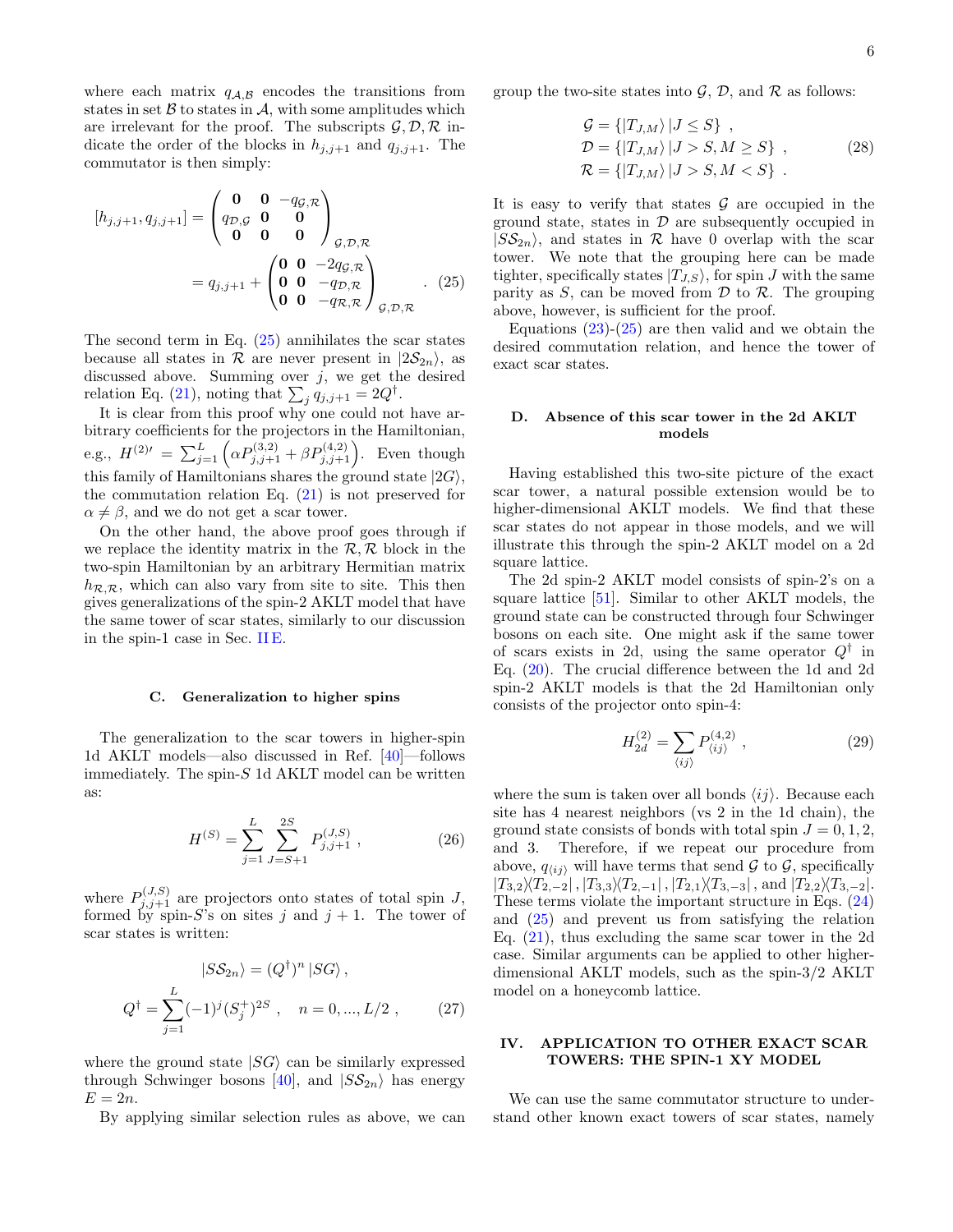where each matrix $q_{\mathcal{A},\mathcal{B}}$ encodes the transitions from states in set $\mathcal{B}$ to states in $\mathcal{A}$, with some amplitudes which are irrelevant for the proof. The subscripts $\mathcal{G},\mathcal{D},\mathcal{R}$ indicate the order of the blocks in $h_{j,j+1}$ and $q_{j,j+1}$. The commutator is then simply:

$$
\begin{aligned}
[h_{j,j+1}, q_{j,j+1}] &= \begin{pmatrix} \mathbf{0} & \mathbf{0} & -q_{\mathcal{G},\mathcal{R}} \\ q_{\mathcal{D},\mathcal{G}} & \mathbf{0} & \mathbf{0} \\ \mathbf{0} & \mathbf{0} & \mathbf{0} \end{pmatrix}_{\mathcal{G},\mathcal{D},\mathcal{R}} \\
&= q_{j,j+1} + \begin{pmatrix} \mathbf{0} & \mathbf{0} & -2q_{\mathcal{G},\mathcal{R}} \\ \mathbf{0} & \mathbf{0} & -q_{\mathcal{D},\mathcal{R}} \\ \mathbf{0} & \mathbf{0} & -q_{\mathcal{R},\mathcal{R}} \end{pmatrix}_{\mathcal{G},\mathcal{D},\mathcal{R}} . \quad (25)
\end{aligned}
$$

The second term in Eq. (25) annihilates the scar states because all states in $\mathcal{R}$ are never present in $|2\mathcal{S}_{2n}\rangle$, as discussed above. Summing over $j$, we get the desired relation Eq. (21), noting that $\sum_j q_{j,j+1} = 2Q^\dagger$.

It is clear from this proof why one could not have arbitrary coefficients for the projectors in the Hamiltonian, e.g., $H^{(2)\prime} = \sum_{j=1}^{L}\left(\alpha P^{(3,2)}_{j,j+1} + \beta P^{(4,2)}_{j,j+1}\right)$. Even though this family of Hamiltonians shares the ground state $|2G\rangle$, the commutation relation Eq. (21) is not preserved for $\alpha \neq \beta$, and we do not get a scar tower.

On the other hand, the above proof goes through if we replace the identity matrix in the $\mathcal{R},\mathcal{R}$ block in the two-spin Hamiltonian by an arbitrary Hermitian matrix $h_{\mathcal{R},\mathcal{R}}$, which can also vary from site to site. This then gives generalizations of the spin-2 AKLT model that have the same tower of scar states, similarly to our discussion in the spin-1 case in Sec. II E.

### C. Generalization to higher spins

The generalization to the scar towers in higher-spin 1d AKLT models—also discussed in Ref. [40]—follows immediately. The spin-$S$ 1d AKLT model can be written as:

$$
H^{(S)} = \sum_{j=1}^{L} \sum_{J=S+1}^{2S} P^{(J,S)}_{j,j+1} , \quad (26)
$$

where $P^{(J,S)}_{j,j+1}$ are projectors onto states of total spin $J$, formed by spin-$S$'s on sites $j$ and $j+1$. The tower of scar states is written:

$$
\begin{aligned}
&|S\mathcal{S}_{2n}\rangle = (Q^\dagger)^n \, |SG\rangle , \\
&Q^\dagger = \sum_{j=1}^{L} (-1)^j (S_j^+)^{2S} , \quad n = 0, ..., L/2 , \quad (27)
\end{aligned}
$$

where the ground state $|SG\rangle$ can be similarly expressed through Schwinger bosons [40], and $|S\mathcal{S}_{2n}\rangle$ has energy $E = 2n$.

By applying similar selection rules as above, we can group the two-site states into $\mathcal{G}$, $\mathcal{D}$, and $\mathcal{R}$ as follows:

$$
\begin{aligned}
\mathcal{G} &= \{|T_{J,M}\rangle \,| J \leq S\} \; , \\
\mathcal{D} &= \{|T_{J,M}\rangle \,| J > S, M \geq S\} \; , \\
\mathcal{R} &= \{|T_{J,M}\rangle \,| J > S, M < S\} \; .
\end{aligned} \quad (28)
$$

It is easy to verify that states $\mathcal{G}$ are occupied in the ground state, states in $\mathcal{D}$ are subsequently occupied in $|S\mathcal{S}_{2n}\rangle$, and states in $\mathcal{R}$ have 0 overlap with the scar tower. We note that the grouping here can be made tighter, specifically states $|T_{J,S}\rangle$, for spin $J$ with the same parity as $S$, can be moved from $\mathcal{D}$ to $\mathcal{R}$. The grouping above, however, is sufficient for the proof.

Equations (23)-(25) are then valid and we obtain the desired commutation relation, and hence the tower of exact scar states.

### D. Absence of this scar tower in the 2d AKLT models

Having established this two-site picture of the exact scar tower, a natural possible extension would be to higher-dimensional AKLT models. We find that these scar states do not appear in those models, and we will illustrate this through the spin-2 AKLT model on a 2d square lattice.

The 2d spin-2 AKLT model consists of spin-2's on a square lattice [51]. Similar to other AKLT models, the ground state can be constructed through four Schwinger bosons on each site. One might ask if the same tower of scars exists in 2d, using the same operator $Q^\dagger$ in Eq. (20). The crucial difference between the 1d and 2d spin-2 AKLT models is that the 2d Hamiltonian only consists of the projector onto spin-4:

$$
H^{(2)}_{2d} = \sum_{\langle ij \rangle} P^{(4,2)}_{\langle ij \rangle} , \quad (29)
$$

where the sum is taken over all bonds $\langle ij \rangle$. Because each site has 4 nearest neighbors (vs 2 in the 1d chain), the ground state consists of bonds with total spin $J = 0, 1, 2,$ and 3. Therefore, if we repeat our procedure from above, $q_{\langle ij \rangle}$ will have terms that send $\mathcal{G}$ to $\mathcal{G}$, specifically $|T_{3,2}\rangle\langle T_{2,-2}|$, $|T_{3,3}\rangle\langle T_{2,-1}|$, $|T_{2,1}\rangle\langle T_{3,-3}|$, and $|T_{2,2}\rangle\langle T_{3,-2}|$. These terms violate the important structure in Eqs. (24) and (25) and prevent us from satisfying the relation Eq. (21), thus excluding the same scar tower in the 2d case. Similar arguments can be applied to other higher-dimensional AKLT models, such as the spin-3/2 AKLT model on a honeycomb lattice.

## IV. APPLICATION TO OTHER EXACT SCAR TOWERS: THE SPIN-1 XY MODEL

We can use the same commutator structure to understand other known exact towers of scar states, namely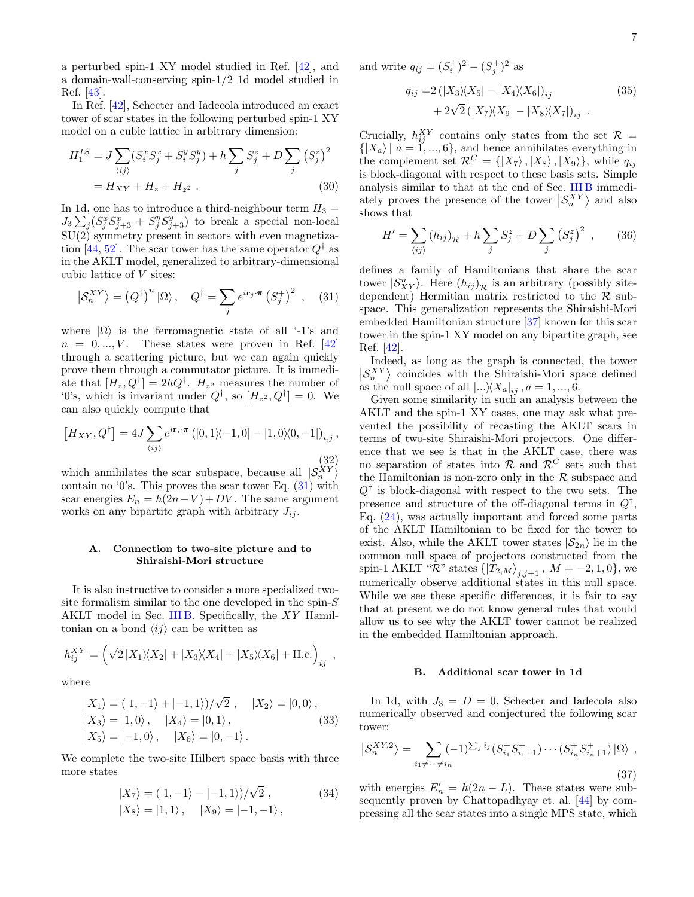a perturbed spin-1 XY model studied in Ref. [42], and a domain-wall-conserving spin-1/2 1d model studied in Ref. [43].

In Ref. [42], Schecter and Iadecola introduced an exact tower of scar states in the following perturbed spin-1 XY model on a cubic lattice in arbitrary dimension:

$$
\begin{aligned}
H_1^{IS} &= J \sum_{\langle ij \rangle} (S_i^x S_j^x + S_i^y S_j^y) + h \sum_j S_j^z + D \sum_j \left(S_j^z\right)^2 \\
&= H_{XY} + H_z + H_{z^2} \ . 
\end{aligned} \tag{30}
$$

In 1d, one has to introduce a third-neighbour term $H_3 = J_3 \sum_j (S_j^x S_{j+3}^x + S_j^y S_{j+3}^y)$ to break a special non-local SU(2) symmetry present in sectors with even magnetization [44, 52]. The scar tower has the same operator $Q^\dagger$ as in the AKLT model, generalized to arbitrary-dimensional cubic lattice of $V$ sites:

$$
\left|\mathcal{S}_n^{XY}\right\rangle = \left(Q^\dagger\right)^n |\Omega\rangle , \quad Q^\dagger = \sum_j e^{i \mathbf{r}_j \cdot \boldsymbol{\pi}} \left(S_j^+\right)^2 \ , \tag{31}
$$

where $|\Omega\rangle$ is the ferromagnetic state of all '-1's and $n = 0, ..., V$. These states were proven in Ref. [42] through a scattering picture, but we can again quickly prove them through a commutator picture. It is immediate that $[H_z, Q^\dagger] = 2hQ^\dagger$. $H_{z^2}$ measures the number of '0's, which is invariant under $Q^\dagger$, so $[H_{z^2}, Q^\dagger] = 0$. We can also quickly compute that

$$
\left[H_{XY}, Q^\dagger\right] = 4J \sum_{\langle ij \rangle} e^{i \mathbf{r}_i \cdot \boldsymbol{\pi}} \left(|0,1\rangle\langle -1,0| - |1,0\rangle\langle 0,-1|\right)_{i,j} , \tag{32}
$$

which annihilates the scar subspace, because all $|\mathcal{S}_n^{XY}\rangle$ contain no '0's. This proves the scar tower Eq. (31) with scar energies $E_n = h(2n - V) + DV$. The same argument works on any bipartite graph with arbitrary $J_{ij}$.

### A. Connection to two-site picture and to Shiraishi-Mori structure

It is also instructive to consider a more specialized two-site formalism similar to the one developed in the spin-$S$ AKLT model in Sec. III B. Specifically, the $XY$ Hamiltonian on a bond $\langle ij \rangle$ can be written as

$$
h_{ij}^{XY} = \left(\sqrt{2}\, |X_1\rangle\langle X_2| + |X_3\rangle\langle X_4| + |X_5\rangle\langle X_6| + \text{H.c.}\right)_{ij} \ ,
$$

where

$$
\begin{aligned}
&|X_1\rangle = (|1,-1\rangle + |-1,1\rangle)/\sqrt{2} \ , \quad |X_2\rangle = |0,0\rangle \ , \\
&|X_3\rangle = |1,0\rangle \ , \quad |X_4\rangle = |0,1\rangle \ , \\
&|X_5\rangle = |-1,0\rangle \ , \quad |X_6\rangle = |0,-1\rangle \ .
\end{aligned} \tag{33}
$$

We complete the two-site Hilbert space basis with three more states

$$
\begin{aligned}
&|X_7\rangle = (|1,-1\rangle - |-1,1\rangle)/\sqrt{2} \ , \\
&|X_8\rangle = |1,1\rangle \ , \quad |X_9\rangle = |-1,-1\rangle \ ,
\end{aligned} \tag{34}
$$

and write $q_{ij} = (S_i^+)^2 - (S_j^+)^2$ as

$$
\begin{aligned}
q_{ij} =& 2\left(|X_3\rangle\langle X_5| - |X_4\rangle\langle X_6|\right)_{ij} \\
&+ 2\sqrt{2}\left(|X_7\rangle\langle X_9| - |X_8\rangle\langle X_7|\right)_{ij} \ .
\end{aligned} \tag{35}
$$

Crucially, $h_{ij}^{XY}$ contains only states from the set $\mathcal{R} = \{|X_a\rangle \mid a = 1, ..., 6\}$, and hence annihilates everything in the complement set $\mathcal{R}^C = \{|X_7\rangle, |X_8\rangle, |X_9\rangle\}$, while $q_{ij}$ is block-diagonal with respect to these basis sets. Simple analysis similar to that at the end of Sec. III B immediately proves the presence of the tower $\left|\mathcal{S}_n^{XY}\right\rangle$ and also shows that

$$
H' = \sum_{\langle ij \rangle} \left(h_{ij}\right)_{\mathcal{R}} + h \sum_j S_j^z + D \sum_j \left(S_j^z\right)^2 \ , \tag{36}
$$

defines a family of Hamiltonians that share the scar tower $|\mathcal{S}_{XY}^n\rangle$. Here $\left(h_{ij}\right)_{\mathcal{R}}$ is an arbitrary (possibly site-dependent) Hermitian matrix restricted to the $\mathcal{R}$ subspace. This generalization represents the Shiraishi-Mori embedded Hamiltonian structure [37] known for this scar tower in the spin-1 XY model on any bipartite graph, see Ref. [42].

Indeed, as long as the graph is connected, the tower $\left|\mathcal{S}_n^{XY}\right\rangle$ coincides with the Shiraishi-Mori space defined as the null space of all $|...\rangle\langle X_a|_{ij}$, $a = 1, ..., 6$.

Given some similarity in such an analysis between the AKLT and the spin-1 XY cases, one may ask what prevented the possibility of recasting the AKLT scars in terms of two-site Shiraishi-Mori projectors. One difference that we see is that in the AKLT case, there was no separation of states into $\mathcal{R}$ and $\mathcal{R}^C$ sets such that the Hamiltonian is non-zero only in the $\mathcal{R}$ subspace and $Q^\dagger$ is block-diagonal with respect to the two sets. The presence and structure of the off-diagonal terms in $Q^\dagger$, Eq. (24), was actually important and forced some parts of the AKLT Hamiltonian to be fixed for the tower to exist. Also, while the AKLT tower states $|\mathcal{S}_{2n}\rangle$ lie in the common null space of projectors constructed from the spin-1 AKLT "$\mathcal{R}$" states $\{|T_{2,M}\rangle_{j,j+1}, \ M = -2, 1, 0\}$, we numerically observe additional states in this null space. While we see these specific differences, it is fair to say that at present we do not know general rules that would allow us to see why the AKLT tower cannot be realized in the embedded Hamiltonian approach.

### B. Additional scar tower in 1d

In 1d, with $J_3 = D = 0$, Schecter and Iadecola also numerically observed and conjectured the following scar tower:

$$
\left|\mathcal{S}_n^{XY,2}\right\rangle = \sum_{i_1 \neq \cdots \neq i_n} (-1)^{\sum_j i_j} (S_{i_1}^+ S_{i_1+1}^+) \cdots (S_{i_n}^+ S_{i_n+1}^+) \, |\Omega\rangle \ , \tag{37}
$$

with energies $E_n' = h(2n - L)$. These states were subsequently proven by Chattopadhyay et. al. [44] by compressing all the scar states into a single MPS state, which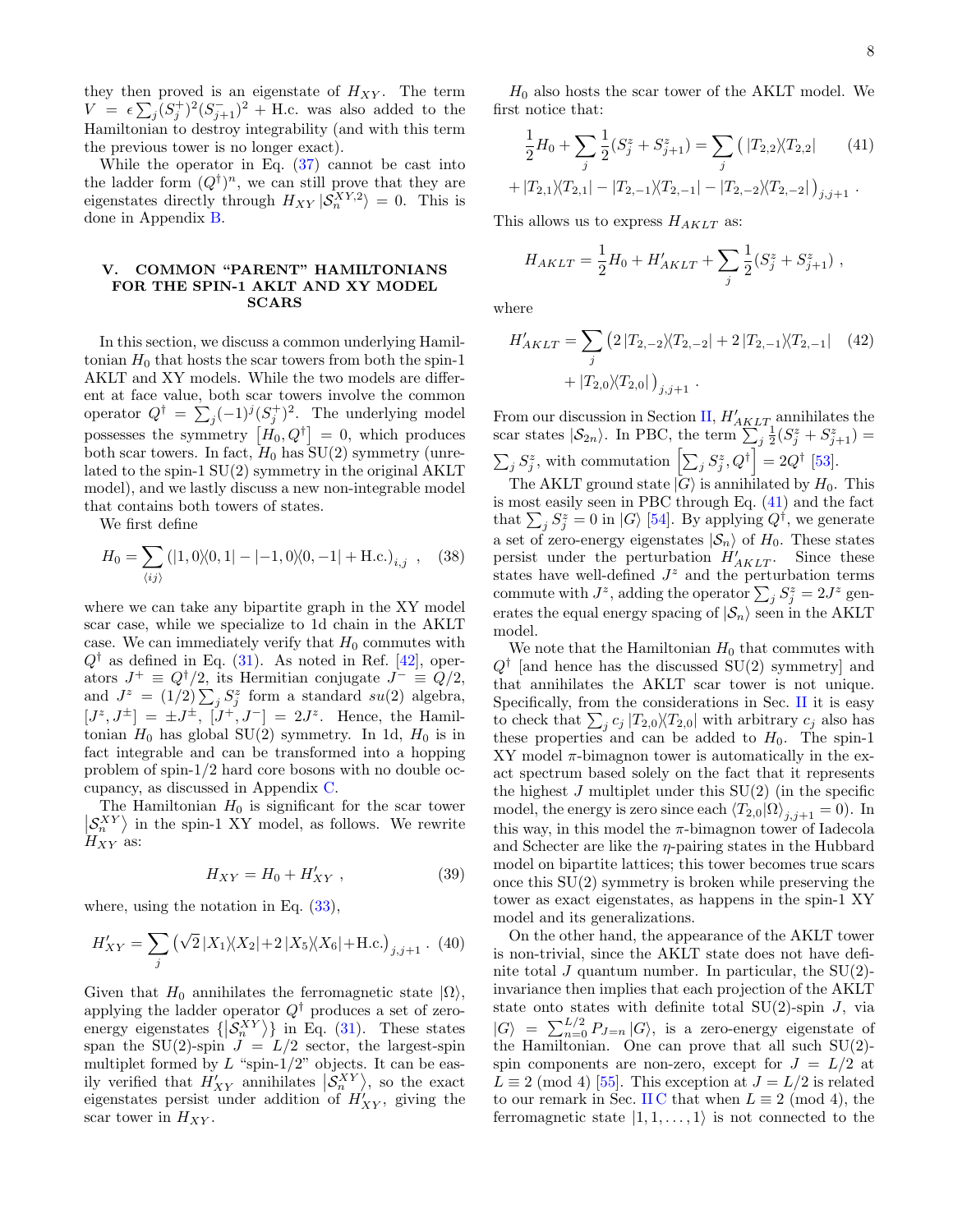they then proved is an eigenstate of $H_{XY}$. The term $V = \epsilon \sum_j (S_j^+)^2 (S_{j+1}^-)^2$ + H.c. was also added to the Hamiltonian to destroy integrability (and with this term the previous tower is no longer exact).

While the operator in Eq. (37) cannot be cast into the ladder form $(Q^\dagger)^n$, we can still prove that they are eigenstates directly through $H_{XY} |\mathcal{S}_n^{XY,2}\rangle = 0$. This is done in Appendix B.

## V. COMMON "PARENT" HAMILTONIANS FOR THE SPIN-1 AKLT AND XY MODEL SCARS

In this section, we discuss a common underlying Hamiltonian $H_0$ that hosts the scar towers from both the spin-1 AKLT and XY models. While the two models are different at face value, both scar towers involve the common operator $Q^\dagger = \sum_j (-1)^j (S_j^+)^2$. The underlying model possesses the symmetry $\left[H_0, Q^\dagger\right] = 0$, which produces both scar towers. In fact, $H_0$ has SU(2) symmetry (unrelated to the spin-1 SU(2) symmetry in the original AKLT model), and we lastly discuss a new non-integrable model that contains both towers of states.

We first define

$$H_0 = \sum_{\langle ij \rangle} \left( |1, 0\rangle\langle 0, 1| - |-1, 0\rangle\langle 0, -1| + \text{H.c.} \right)_{i,j} \ , \quad (38)$$

where we can take any bipartite graph in the XY model scar case, while we specialize to 1d chain in the AKLT case. We can immediately verify that $H_0$ commutes with $Q^\dagger$ as defined in Eq. (31). As noted in Ref. [42], operators $J^+ \equiv Q^\dagger/2$, its Hermitian conjugate $J^- \equiv Q/2$, and $J^z = (1/2) \sum_j S_j^z$ form a standard $su(2)$ algebra, $[J^z, J^\pm] = \pm J^\pm$, $[J^+, J^-] = 2J^z$. Hence, the Hamiltonian $H_0$ has global SU(2) symmetry. In 1d, $H_0$ is in fact integrable and can be transformed into a hopping problem of spin-1/2 hard core bosons with no double occupancy, as discussed in Appendix C.

The Hamiltonian $H_0$ is significant for the scar tower $\left|\mathcal{S}_n^{XY}\right\rangle$ in the spin-1 XY model, as follows. We rewrite $H_{XY}$ as:

$$H_{XY} = H_0 + H'_{XY} \ , \quad (39)$$

where, using the notation in Eq. (33),

$$H'_{XY} = \sum_j \left( \sqrt{2} \, |X_1\rangle\langle X_2| + 2 \, |X_5\rangle\langle X_6| + \text{H.c.} \right)_{j,j+1} . \quad (40)$$

Given that $H_0$ annihilates the ferromagnetic state $|\Omega\rangle$, applying the ladder operator $Q^\dagger$ produces a set of zero-energy eigenstates $\{\left|\mathcal{S}_n^{XY}\right\rangle\}$ in Eq. (31). These states span the SU(2)-spin $J = L/2$ sector, the largest-spin multiplet formed by $L$ "spin-1/2" objects. It can be easily verified that $H'_{XY}$ annihilates $\left|\mathcal{S}_n^{XY}\right\rangle$, so the exact eigenstates persist under addition of $H'_{XY}$, giving the scar tower in $H_{XY}$.

$H_0$ also hosts the scar tower of the AKLT model. We first notice that:

$$\begin{aligned} \frac{1}{2} H_0 + \sum_j \frac{1}{2} (S_j^z + S_{j+1}^z) = \sum_j \big( & |T_{2,2}\rangle\langle T_{2,2}| \quad (41) \\ + |T_{2,1}\rangle\langle T_{2,1}| - |T_{2,-1}\rangle\langle T_{2,-1}| & - |T_{2,-2}\rangle\langle T_{2,-2}| \big)_{j,j+1} . \end{aligned}$$

This allows us to express $H_{AKLT}$ as:

$$H_{AKLT} = \frac{1}{2} H_0 + H'_{AKLT} + \sum_j \frac{1}{2} (S_j^z + S_{j+1}^z) \ ,$$

where

$$\begin{aligned} H'_{AKLT} = \sum_j \big( & 2 \, |T_{2,-2}\rangle\langle T_{2,-2}| + 2 \, |T_{2,-1}\rangle\langle T_{2,-1}| \quad (42) \\ & + |T_{2,0}\rangle\langle T_{2,0}| \big)_{j,j+1} . \end{aligned}$$

From our discussion in Section II, $H'_{AKLT}$ annihilates the scar states $|\mathcal{S}_{2n}\rangle$. In PBC, the term $\sum_j \frac{1}{2}(S_j^z + S_{j+1}^z) = \sum_j S_j^z$, with commutation $\left[\sum_j S_j^z, Q^\dagger\right] = 2Q^\dagger$ [53].

The AKLT ground state $|G\rangle$ is annihilated by $H_0$. This is most easily seen in PBC through Eq. (41) and the fact that $\sum_j S_j^z = 0$ in $|G\rangle$ [54]. By applying $Q^\dagger$, we generate a set of zero-energy eigenstates $|\mathcal{S}_n\rangle$ of $H_0$. These states persist under the perturbation $H'_{AKLT}$. Since these states have well-defined $J^z$ and the perturbation terms commute with $J^z$, adding the operator $\sum_j S_j^z = 2J^z$ generates the equal energy spacing of $|\mathcal{S}_n\rangle$ seen in the AKLT model.

We note that the Hamiltonian $H_0$ that commutes with $Q^\dagger$ [and hence has the discussed SU(2) symmetry] and that annihilates the AKLT scar tower is not unique. Specifically, from the considerations in Sec. II it is easy to check that $\sum_j c_j \, |T_{2,0}\rangle\langle T_{2,0}|$ with arbitrary $c_j$ also has these properties and can be added to $H_0$. The spin-1 XY model $\pi$-bimagnon tower is automatically in the exact spectrum based solely on the fact that it represents the highest $J$ multiplet under this SU(2) (in the specific model, the energy is zero since each $\langle T_{2,0}|\Omega\rangle_{j,j+1} = 0$). In this way, in this model the $\pi$-bimagnon tower of Iadecola and Schecter are like the $\eta$-pairing states in the Hubbard model on bipartite lattices; this tower becomes true scars once this SU(2) symmetry is broken while preserving the tower as exact eigenstates, as happens in the spin-1 XY model and its generalizations.

On the other hand, the appearance of the AKLT tower is non-trivial, since the AKLT state does not have definite total $J$ quantum number. In particular, the SU(2)-invariance then implies that each projection of the AKLT state onto states with definite total SU(2)-spin $J$, via $|G\rangle = \sum_{n=0}^{L/2} P_{J=n} |G\rangle$, is a zero-energy eigenstate of the Hamiltonian. One can prove that all such SU(2)-spin components are non-zero, except for $J = L/2$ at $L \equiv 2 \pmod 4$ [55]. This exception at $J = L/2$ is related to our remark in Sec. II C that when $L \equiv 2 \pmod 4$, the ferromagnetic state $|1, 1, \ldots, 1\rangle$ is not connected to the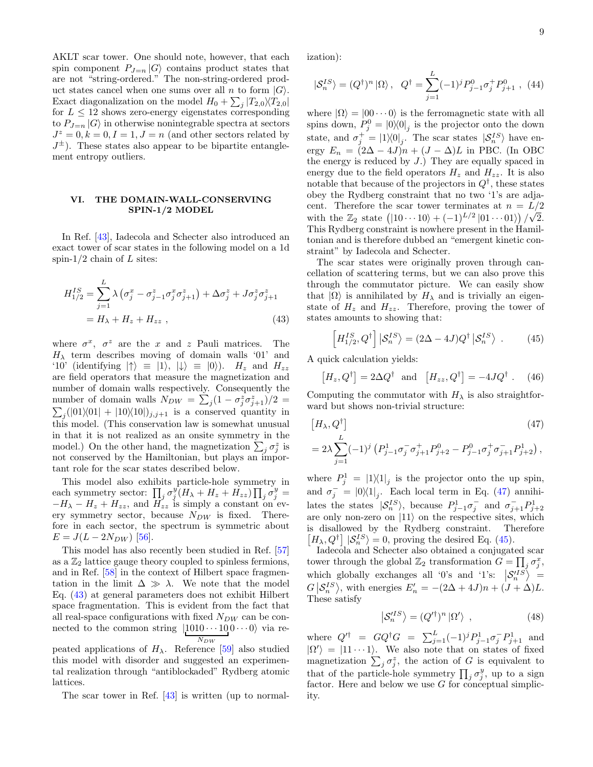AKLT scar tower. One should note, however, that each spin component $P_{J=n}|G\rangle$ contains product states that are not "string-ordered." The non-string-ordered product states cancel when one sums over all $n$ to form $|G\rangle$. Exact diagonalization on the model $H_0 + \sum_j |T_{2,0}\rangle\langle T_{2,0}|$ for $L \leq 12$ shows zero-energy eigenstates corresponding to $P_{J=n}|G\rangle$ in otherwise nonintegrable spectra at sectors $J^z = 0, k = 0, I = 1, J = n$ (and other sectors related by $J^{\pm}$). These states also appear to be bipartite entanglement entropy outliers.

## VI. THE DOMAIN-WALL-CONSERVING SPIN-1/2 MODEL

In Ref. [43], Iadecola and Schecter also introduced an exact tower of scar states in the following model on a 1d spin-1/2 chain of $L$ sites:

$$
\begin{aligned}
H_{1/2}^{IS} &= \sum_{j=1}^{L} \lambda\left(\sigma_j^x - \sigma_{j-1}^z\sigma_j^x\sigma_{j+1}^z\right) + \Delta\sigma_j^z + J\sigma_j^z\sigma_{j+1}^z \\
&= H_\lambda + H_z + H_{zz} \;, \qquad (43)
\end{aligned}
$$

where $\sigma^x$, $\sigma^z$ are the $x$ and $z$ Pauli matrices. The $H_\lambda$ term describes moving of domain walls '01' and '10' (identifying $|{\uparrow}\rangle \equiv |1\rangle$, $|{\downarrow}\rangle \equiv |0\rangle$). $H_z$ and $H_{zz}$ are field operators that measure the magnetization and number of domain walls respectively. Consequently the number of domain walls $N_{DW} = \sum_j (1-\sigma_j^z\sigma_{j+1}^z)/2 = \sum_j (|01\rangle\langle 01| + |10\rangle\langle 10|)_{j,j+1}$ is a conserved quantity in this model. (This conservation law is somewhat unusual in that it is not realized as an onsite symmetry in the model.) On the other hand, the magnetization $\sum_j \sigma_j^z$ is not conserved by the Hamiltonian, but plays an important role for the scar states described below.

This model also exhibits particle-hole symmetry in each symmetry sector: $\prod_j \sigma_j^y (H_\lambda + H_z + H_{zz}) \prod_j \sigma_j^y = -H_\lambda - H_z + H_{zz}$, and $H_{zz}$ is simply a constant on every symmetry sector, because $N_{DW}$ is fixed. Therefore in each sector, the spectrum is symmetric about $E = J(L - 2N_{DW})$ [56].

This model has also recently been studied in Ref. [57] as a $\mathbb{Z}_2$ lattice gauge theory coupled to spinless fermions, and in Ref. [58] in the context of Hilbert space fragmentation in the limit $\Delta \gg \lambda$. We note that the model Eq. (43) at general parameters does not exhibit Hilbert space fragmentation. This is evident from the fact that all real-space configurations with fixed $N_{DW}$ can be connected to the common string $|\underbrace{1010\cdots10}_{N_{DW}}0\cdots0\rangle$ via repeated applications of $H_\lambda$. Reference [59] also studied this model with disorder and suggested an experimental realization through "antiblockaded" Rydberg atomic lattices.

The scar tower in Ref. [43] is written (up to normalization):

$$
|\mathcal{S}_n^{IS}\rangle = (Q^\dagger)^n |\Omega\rangle \;, \quad Q^\dagger = \sum_{j=1}^{L} (-1)^j P_{j-1}^0 \sigma_j^+ P_{j+1}^0 \;, \qquad (44)
$$

where $|\Omega\rangle = |00\cdots0\rangle$ is the ferromagnetic state with all spins down, $P_j^0 = |0\rangle\langle 0|_j$ is the projector onto the down state, and $\sigma_j^+ = |1\rangle\langle 0|_j$. The scar states $|\mathcal{S}_n^{IS}\rangle$ have energy $E_n = (2\Delta - 4J)n + (J-\Delta)L$ in PBC. (In OBC the energy is reduced by $J$.) They are equally spaced in energy due to the field operators $H_z$ and $H_{zz}$. It is also notable that because of the projectors in $Q^\dagger$, these states obey the Rydberg constraint that no two '1's are adjacent. Therefore the scar tower terminates at $n = L/2$ with the $\mathbb{Z}_2$ state $\left(|10\cdots10\rangle + (-1)^{L/2}|01\cdots01\rangle\right)/\sqrt{2}$. This Rydberg constraint is nowhere present in the Hamiltonian and is therefore dubbed an "emergent kinetic constraint" by Iadecola and Schecter.

The scar states were originally proven through cancellation of scattering terms, but we can also prove this through the commutator picture. We can easily show that $|\Omega\rangle$ is annihilated by $H_\lambda$ and is trivially an eigenstate of $H_z$ and $H_{zz}$. Therefore, proving the tower of states amounts to showing that:

$$
\left[H_{1/2}^{IS}, Q^\dagger\right] |\mathcal{S}_n^{IS}\rangle = (2\Delta - 4J) Q^\dagger |\mathcal{S}_n^{IS}\rangle \;. \qquad (45)
$$

A quick calculation yields:

$$
\left[H_z, Q^\dagger\right] = 2\Delta Q^\dagger \quad \text{and} \quad \left[H_{zz}, Q^\dagger\right] = -4JQ^\dagger \;. \qquad (46)
$$

Computing the commutator with $H_\lambda$ is also straightforward but shows non-trivial structure:

$$
\begin{aligned}
&\left[H_\lambda, Q^\dagger\right] \qquad (47)\\
&= 2\lambda \sum_{j=1}^{L} (-1)^j \left(P_{j-1}^1 \sigma_j^- \sigma_{j+1}^+ P_{j+2}^0 - P_{j-1}^0 \sigma_j^+ \sigma_{j+1}^- P_{j+2}^1\right),
\end{aligned}
$$

where $P_j^1 = |1\rangle\langle 1|_j$ is the projector onto the up spin, and $\sigma_j^- = |0\rangle\langle 1|_j$. Each local term in Eq. (47) annihilates the states $|\mathcal{S}_n^{IS}\rangle$, because $P_{j-1}^1 \sigma_j^-$ and $\sigma_{j+1}^- P_{j+2}^1$ are only non-zero on $|11\rangle$ on the respective sites, which is disallowed by the Rydberg constraint. Therefore $\left[H_\lambda, Q^\dagger\right] |\mathcal{S}_n^{IS}\rangle = 0$, proving the desired Eq. (45).

Iadecola and Schecter also obtained a conjugated scar tower through the global $\mathbb{Z}_2$ transformation $G = \prod_j \sigma_j^x$, which globally exchanges all '0's and '1's: $|\mathcal{S}_n^{\prime IS}\rangle = G|\mathcal{S}_n^{IS}\rangle$, with energies $E_n' = -(2\Delta + 4J)n + (J+\Delta)L$. These satisfy

$$
|\mathcal{S}_n^{\prime IS}\rangle = (Q^{\prime\dagger})^n |\Omega'\rangle \;, \qquad (48)
$$

where $Q^{\prime\dagger} = GQ^\dagger G = \sum_{j=1}^{L} (-1)^j P_{j-1}^1 \sigma_j^- P_{j+1}^1$ and $|\Omega'\rangle = |11\cdots1\rangle$. We also note that on states of fixed magnetization $\sum_j \sigma_j^z$, the action of $G$ is equivalent to that of the particle-hole symmetry $\prod_j \sigma_j^y$, up to a sign factor. Here and below we use $G$ for conceptual simplicity.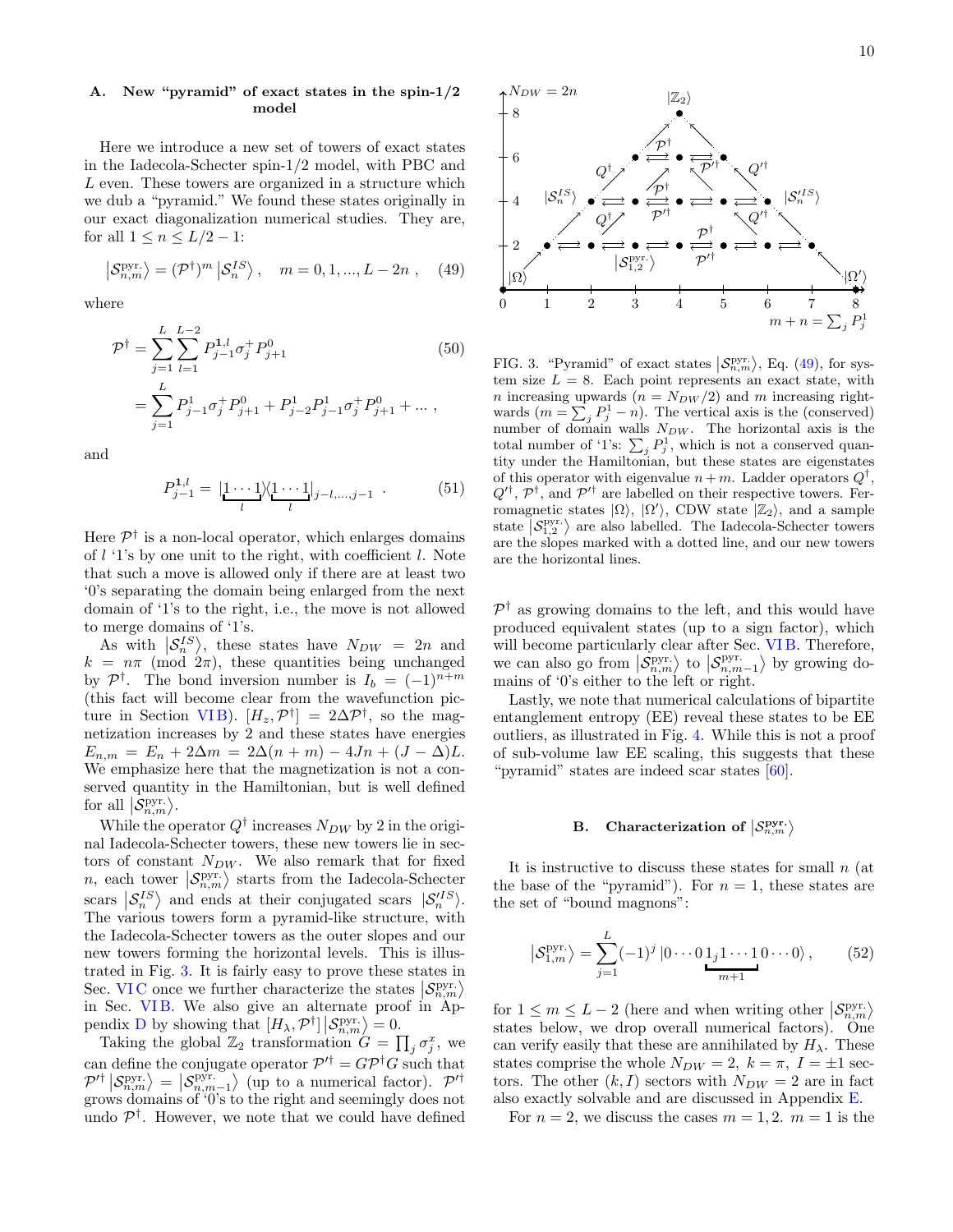## A. New "pyramid" of exact states in the spin-1/2 model

Here we introduce a new set of towers of exact states in the Iadecola-Schecter spin-1/2 model, with PBC and $L$ even. These towers are organized in a structure which we dub a "pyramid." We found these states originally in our exact diagonalization numerical studies. They are, for all $1 \le n \le L/2-1$:

$$\left|\mathcal{S}^{\text{pyr.}}_{n,m}\right\rangle = (\mathcal{P}^\dagger)^m \left|\mathcal{S}^{IS}_n\right\rangle, \quad m = 0, 1, ..., L-2n\ , \tag{49}$$

where

$$\begin{aligned}\mathcal{P}^\dagger &= \sum_{j=1}^{L}\sum_{l=1}^{L-2} P^{\mathbf{1},l}_{j-1}\sigma^+_j P^0_{j+1} \\ &= \sum_{j=1}^{L} P^1_{j-1}\sigma^+_j P^0_{j+1} + P^1_{j-2}P^1_{j-1}\sigma^+_j P^0_{j+1} + \dots\ ,\end{aligned} \tag{50}$$

and

$$P^{\mathbf{1},l}_{j-1} = |\underbrace{1\cdots1}_{l}\rangle\langle\underbrace{1\cdots1}_{l}|_{j-l,\dots,j-1}\ . \tag{51}$$

Here $\mathcal{P}^\dagger$ is a non-local operator, which enlarges domains of $l$ '1's by one unit to the right, with coefficient $l$. Note that such a move is allowed only if there are at least two '0's separating the domain being enlarged from the next domain of '1's to the right, i.e., the move is not allowed to merge domains of '1's.

As with $\left|\mathcal{S}^{IS}_n\right\rangle$, these states have $N_{DW} = 2n$ and $k = n\pi \pmod{2\pi}$, these quantities being unchanged by $\mathcal{P}^\dagger$. The bond inversion number is $I_b = (-1)^{n+m}$ (this fact will become clear from the wavefunction picture in Section VI B). $[H_z, \mathcal{P}^\dagger] = 2\Delta\mathcal{P}^\dagger$, so the magnetization increases by 2 and these states have energies $E_{n,m} = E_n + 2\Delta m = 2\Delta(n+m) - 4Jn + (J-\Delta)L$. We emphasize here that the magnetization is not a conserved quantity in the Hamiltonian, but is well defined for all $\left|\mathcal{S}^{\text{pyr.}}_{n,m}\right\rangle$.

While the operator $Q^\dagger$ increases $N_{DW}$ by 2 in the original Iadecola-Schecter towers, these new towers lie in sectors of constant $N_{DW}$. We also remark that for fixed $n$, each tower $\left|\mathcal{S}^{\text{pyr.}}_{n,m}\right\rangle$ starts from the Iadecola-Schecter scars $\left|\mathcal{S}^{IS}_n\right\rangle$ and ends at their conjugated scars $|\mathcal{S}'^{IS}_n\rangle$. The various towers form a pyramid-like structure, with the Iadecola-Schecter towers as the outer slopes and our new towers forming the horizontal levels. This is illustrated in Fig. 3. It is fairly easy to prove these states in Sec. VI C once we further characterize the states $\left|\mathcal{S}^{\text{pyr.}}_{n,m}\right\rangle$ in Sec. VI B. We also give an alternate proof in Appendix D by showing that $[H_\lambda, \mathcal{P}^\dagger]\left|\mathcal{S}^{\text{pyr.}}_{n,m}\right\rangle = 0$.

Taking the global $\mathbb{Z}_2$ transformation $G = \prod_j \sigma^x_j$, we can define the conjugate operator $\mathcal{P}'^\dagger = G\mathcal{P}^\dagger G$ such that $\mathcal{P}'^\dagger\left|\mathcal{S}^{\text{pyr.}}_{n,m}\right\rangle = \left|\mathcal{S}^{\text{pyr.}}_{n,m-1}\right\rangle$ (up to a numerical factor). $\mathcal{P}'^\dagger$ grows domains of '0's to the right and seemingly does not undo $\mathcal{P}^\dagger$. However, we note that we could have defined $\mathcal{P}^\dagger$ as growing domains to the left, and this would have produced equivalent states (up to a sign factor), which will become particularly clear after Sec. VI B. Therefore, we can also go from $\left|\mathcal{S}^{\text{pyr.}}_{n,m}\right\rangle$ to $\left|\mathcal{S}^{\text{pyr.}}_{n,m-1}\right\rangle$ by growing domains of '0's either to the left or right.

FIG. 3. "Pyramid" of exact states $\left|\mathcal{S}^{\text{pyr.}}_{n,m}\right\rangle$, Eq. (49), for system size $L = 8$. Each point represents an exact state, with $n$ increasing upwards ($n = N_{DW}/2$) and $m$ increasing rightwards ($m = \sum_j P^1_j - n$). The vertical axis is the (conserved) number of domain walls $N_{DW}$. The horizontal axis is the total number of '1's: $\sum_j P^1_j$, which is not a conserved quantity under the Hamiltonian, but these states are eigenstates of this operator with eigenvalue $n+m$. Ladder operators $Q^\dagger$, $Q'^\dagger$, $\mathcal{P}^\dagger$, and $\mathcal{P}'^\dagger$ are labelled on their respective towers. Ferromagnetic states $|\Omega\rangle$, $|\Omega'\rangle$, CDW state $|\mathbb{Z}_2\rangle$, and a sample state $\left|\mathcal{S}^{\text{pyr.}}_{1,2}\right\rangle$ are also labelled. The Iadecola-Schecter towers are the slopes marked with a dotted line, and our new towers are the horizontal lines.

Lastly, we note that numerical calculations of bipartite entanglement entropy (EE) reveal these states to be EE outliers, as illustrated in Fig. 4. While this is not a proof of sub-volume law EE scaling, this suggests that these "pyramid" states are indeed scar states [60].

## B. Characterization of $\left|\mathcal{S}^{\text{pyr.}}_{n,m}\right\rangle$

It is instructive to discuss these states for small $n$ (at the base of the "pyramid"). For $n = 1$, these states are the set of "bound magnons":

$$\left|\mathcal{S}^{\text{pyr.}}_{1,m}\right\rangle = \sum_{j=1}^{L}(-1)^j\,|0\cdots0\,\underbrace{1_j1\cdots1}_{m+1}\,0\cdots0\rangle\,, \tag{52}$$

for $1 \le m \le L-2$ (here and when writing other $\left|\mathcal{S}^{\text{pyr.}}_{n,m}\right\rangle$ states below, we drop overall numerical factors). One can verify easily that these are annihilated by $H_\lambda$. These states comprise the whole $N_{DW} = 2$, $k = \pi$, $I = \pm1$ sectors. The other $(k, I)$ sectors with $N_{DW} = 2$ are in fact also exactly solvable and are discussed in Appendix E.

For $n = 2$, we discuss the cases $m = 1, 2$. $m = 1$ is the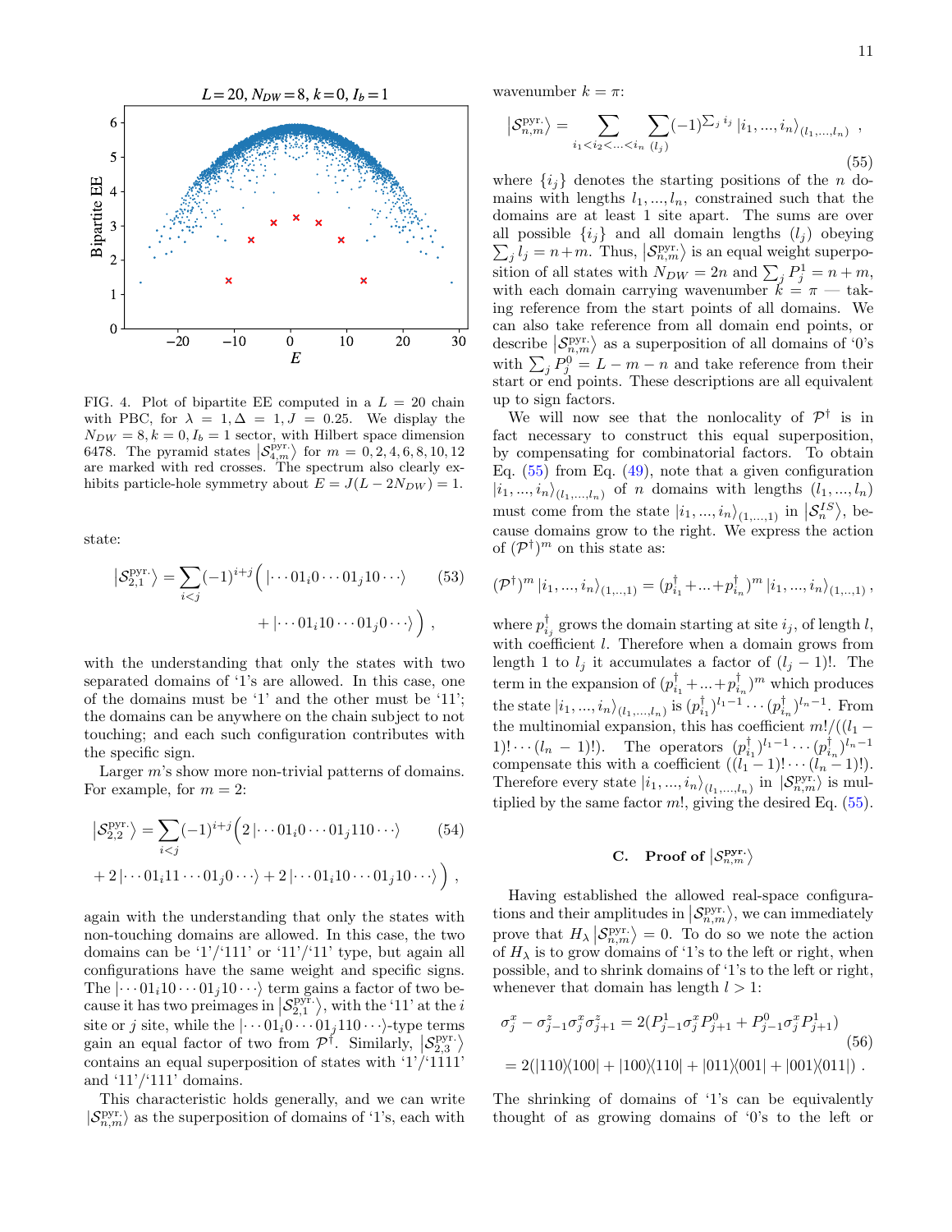FIG. 4. Plot of bipartite EE computed in a $L = 20$ chain with PBC, for $\lambda = 1, \Delta = 1, J = 0.25$. We display the $N_{DW} = 8, k = 0, I_b = 1$ sector, with Hilbert space dimension 6478. The pyramid states $|\mathcal{S}^{\text{pyr.}}_{4,m}\rangle$ for $m = 0, 2, 4, 6, 8, 10, 12$ are marked with red crosses. The spectrum also clearly exhibits particle-hole symmetry about $E = J(L - 2N_{DW}) = 1$.

state:

$$|\mathcal{S}^{\text{pyr.}}_{2,1}\rangle = \sum_{i<j}(-1)^{i+j}\Big( |\cdots 01_i 0 \cdots 01_j 10 \cdots\rangle + |\cdots 01_i 10 \cdots 01_j 0 \cdots\rangle \Big) , \tag{53}$$

with the understanding that only the states with two separated domains of '1's are allowed. In this case, one of the domains must be '1' and the other must be '11'; the domains can be anywhere on the chain subject to not touching; and each such configuration contributes with the specific sign.

Larger $m$'s show more non-trivial patterns of domains. For example, for $m = 2$:

$$|\mathcal{S}^{\text{pyr.}}_{2,2}\rangle = \sum_{i<j}(-1)^{i+j}\Big( 2\,|\cdots 01_i 0 \cdots 01_j 110 \cdots\rangle + 2\,|\cdots 01_i 11 \cdots 01_j 0 \cdots\rangle + 2\,|\cdots 01_i 10 \cdots 01_j 10 \cdots\rangle \Big) , \tag{54}$$

again with the understanding that only the states with non-touching domains are allowed. In this case, the two domains can be '1'/'111' or '11'/'11' type, but again all configurations have the same weight and specific signs. The $|\cdots 01_i 10 \cdots 01_j 10 \cdots\rangle$ term gains a factor of two because it has two preimages in $|\mathcal{S}^{\text{pyr.}}_{2,1}\rangle$, with the '11' at the $i$ site or $j$ site, while the $|\cdots 01_i 0 \cdots 01_j 110 \cdots\rangle$-type terms gain an equal factor of two from $\mathcal{P}^\dagger$. Similarly, $|\mathcal{S}^{\text{pyr.}}_{2,3}\rangle$ contains an equal superposition of states with '1'/'1111' and '11'/'111' domains.

This characteristic holds generally, and we can write $|\mathcal{S}^{\text{pyr.}}_{n,m}\rangle$ as the superposition of domains of '1's, each with wavenumber $k = \pi$:

$$|\mathcal{S}^{\text{pyr.}}_{n,m}\rangle = \sum_{i_1<i_2<\ldots<i_n} \sum_{(l_j)} (-1)^{\sum_j i_j} |i_1, \ldots, i_n\rangle_{(l_1,\ldots,l_n)} , \tag{55}$$

where $\{i_j\}$ denotes the starting positions of the $n$ domains with lengths $l_1, \ldots, l_n$, constrained such that the domains are at least 1 site apart. The sums are over all possible $\{i_j\}$ and all domain lengths $(l_j)$ obeying $\sum_j l_j = n+m$. Thus, $|\mathcal{S}^{\text{pyr.}}_{n,m}\rangle$ is an equal weight superposition of all states with $N_{DW} = 2n$ and $\sum_j P^1_j = n+m$, with each domain carrying wavenumber $k = \pi$ — taking reference from the start points of all domains. We can also take reference from all domain end points, or describe $|\mathcal{S}^{\text{pyr.}}_{n,m}\rangle$ as a superposition of all domains of '0's with $\sum_j P^0_j = L - m - n$ and take reference from their start or end points. These descriptions are all equivalent up to sign factors.

We will now see that the nonlocality of $\mathcal{P}^\dagger$ is in fact necessary to construct this equal superposition, by compensating for combinatorial factors. To obtain Eq. (55) from Eq. (49), note that a given configuration $|i_1, \ldots, i_n\rangle_{(l_1,\ldots,l_n)}$ of $n$ domains with lengths $(l_1, \ldots, l_n)$ must come from the state $|i_1, \ldots, i_n\rangle_{(1,\ldots,1)}$ in $|\mathcal{S}^{IS}_n\rangle$, because domains grow to the right. We express the action of $(\mathcal{P}^\dagger)^m$ on this state as:

$$(\mathcal{P}^\dagger)^m\, |i_1, \ldots, i_n\rangle_{(1,\ldots,1)} = (p^\dagger_{i_1} + \ldots + p^\dagger_{i_n})^m\, |i_1, \ldots, i_n\rangle_{(1,\ldots,1)} ,$$

where $p^\dagger_{i_j}$ grows the domain starting at site $i_j$, of length $l$, with coefficient $l$. Therefore when a domain grows from length 1 to $l_j$ it accumulates a factor of $(l_j - 1)!$. The term in the expansion of $(p^\dagger_{i_1} + \ldots + p^\dagger_{i_n})^m$ which produces the state $|i_1, \ldots, i_n\rangle_{(l_1,\ldots,l_n)}$ is $(p^\dagger_{i_1})^{l_1-1} \cdots (p^\dagger_{i_n})^{l_n-1}$. From the multinomial expansion, this has coefficient $m!/((l_1 - 1)! \cdots (l_n - 1)!)$. The operators $(p^\dagger_{i_1})^{l_1-1} \cdots (p^\dagger_{i_n})^{l_n-1}$ compensate this with a coefficient $((l_1 - 1)! \cdots (l_n - 1)!)$. Therefore every state $|i_1, \ldots, i_n\rangle_{(l_1,\ldots,l_n)}$ in $|\mathcal{S}^{\text{pyr.}}_{n,m}\rangle$ is multiplied by the same factor $m!$, giving the desired Eq. (55).

### C. Proof of $|\mathcal{S}^{\text{pyr.}}_{n,m}\rangle$

Having established the allowed real-space configurations and their amplitudes in $|\mathcal{S}^{\text{pyr.}}_{n,m}\rangle$, we can immediately prove that $H_\lambda |\mathcal{S}^{\text{pyr.}}_{n,m}\rangle = 0$. To do so we note the action of $H_\lambda$ is to grow domains of '1's to the left or right, when possible, and to shrink domains of '1's to the left or right, whenever that domain has length $l > 1$:

$$\sigma^x_j - \sigma^z_{j-1}\sigma^x_j\sigma^z_{j+1} = 2(P^1_{j-1}\sigma^x_j P^0_{j+1} + P^0_{j-1}\sigma^x_j P^1_{j+1}) = 2(|110\rangle\langle 100| + |100\rangle\langle 110| + |011\rangle\langle 001| + |001\rangle\langle 011|) . \tag{56}$$

The shrinking of domains of '1's can be equivalently thought of as growing domains of '0's to the left or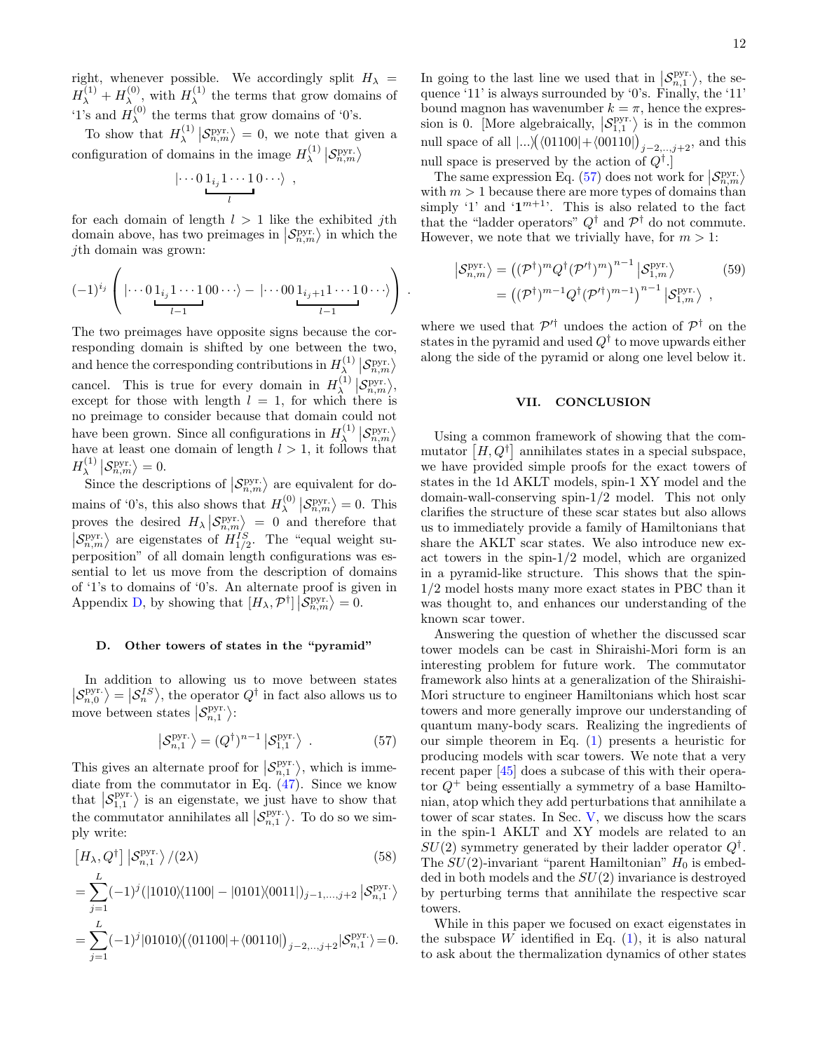right, whenever possible. We accordingly split $H_\lambda = H_\lambda^{(1)} + H_\lambda^{(0)}$, with $H_\lambda^{(1)}$ the terms that grow domains of '1's and $H_\lambda^{(0)}$ the terms that grow domains of '0's.

To show that $H_\lambda^{(1)} \left|\mathcal{S}_{n,m}^{\text{pyr.}}\right\rangle = 0$, we note that given a configuration of domains in the image $H_\lambda^{(1)} \left|\mathcal{S}_{n,m}^{\text{pyr.}}\right\rangle$

$$|\cdots 0 \underbrace{1_{i_j} 1 \cdots 1}_{l} 0 \cdots\rangle \ ,$$

for each domain of length $l > 1$ like the exhibited $j$th domain above, has two preimages in $\left|\mathcal{S}_{n,m}^{\text{pyr.}}\right\rangle$ in which the $j$th domain was grown:

$$(-1)^{i_j} \left( |\cdots 0 \underbrace{1_{i_j} 1 \cdots 1}_{l-1} 0 0 \cdots\rangle - |\cdots 0 0 \underbrace{1_{i_j+1} 1 \cdots 1}_{l-1} 0 \cdots\rangle \right) .$$

The two preimages have opposite signs because the corresponding domain is shifted by one between the two, and hence the corresponding contributions in $H_\lambda^{(1)} \left|\mathcal{S}_{n,m}^{\text{pyr.}}\right\rangle$ cancel. This is true for every domain in $H_\lambda^{(1)} \left|\mathcal{S}_{n,m}^{\text{pyr.}}\right\rangle$, except for those with length $l = 1$, for which there is no preimage to consider because that domain could not have been grown. Since all configurations in $H_\lambda^{(1)} \left|\mathcal{S}_{n,m}^{\text{pyr.}}\right\rangle$ have at least one domain of length $l > 1$, it follows that $H_\lambda^{(1)} \left|\mathcal{S}_{n,m}^{\text{pyr.}}\right\rangle = 0$.

Since the descriptions of $\left|\mathcal{S}_{n,m}^{\text{pyr.}}\right\rangle$ are equivalent for domains of '0's, this also shows that $H_\lambda^{(0)} \left|\mathcal{S}_{n,m}^{\text{pyr.}}\right\rangle = 0$. This proves the desired $H_\lambda \left|\mathcal{S}_{n,m}^{\text{pyr.}}\right\rangle = 0$ and therefore that $\left|\mathcal{S}_{n,m}^{\text{pyr.}}\right\rangle$ are eigenstates of $H_{1/2}^{IS}$. The "equal weight superposition" of all domain length configurations was essential to let us move from the description of domains of '1's to domains of '0's. An alternate proof is given in Appendix D, by showing that $[H_\lambda, \mathcal{P}^\dagger] \left|\mathcal{S}_{n,m}^{\text{pyr.}}\right\rangle = 0$.

### D. Other towers of states in the "pyramid"

In addition to allowing us to move between states $\left|\mathcal{S}_{n,0}^{\text{pyr.}}\right\rangle = \left|\mathcal{S}_n^{IS}\right\rangle$, the operator $Q^\dagger$ in fact also allows us to move between states $\left|\mathcal{S}_{n,1}^{\text{pyr.}}\right\rangle$:

$$\left|\mathcal{S}_{n,1}^{\text{pyr.}}\right\rangle = (Q^\dagger)^{n-1} \left|\mathcal{S}_{1,1}^{\text{pyr.}}\right\rangle \ . \tag{57}$$

This gives an alternate proof for $\left|\mathcal{S}_{n,1}^{\text{pyr.}}\right\rangle$, which is immediate from the commutator in Eq. (47). Since we know that $\left|\mathcal{S}_{1,1}^{\text{pyr.}}\right\rangle$ is an eigenstate, we just have to show that the commutator annihilates all $\left|\mathcal{S}_{n,1}^{\text{pyr.}}\right\rangle$. To do so we simply write:

$$\begin{aligned}
&\left[H_\lambda, Q^\dagger\right] \left|\mathcal{S}_{n,1}^{\text{pyr.}}\right\rangle / (2\lambda) \\
&= \sum_{j=1}^{L} (-1)^j (|1010\rangle\langle 1100| - |0101\rangle\langle 0011|)_{j-1,\ldots,j+2} \left|\mathcal{S}_{n,1}^{\text{pyr.}}\right\rangle \\
&= \sum_{j=1}^{L} (-1)^j |01010\rangle \big( \langle 01100| + \langle 00110| \big)_{j-2,\ldots,j+2} \left|\mathcal{S}_{n,1}^{\text{pyr.}}\right\rangle = 0.
\end{aligned} \tag{58}$$

In going to the last line we used that in $\left|\mathcal{S}_{n,1}^{\text{pyr.}}\right\rangle$, the sequence '11' is always surrounded by '0's. Finally, the '11' bound magnon has wavenumber $k = \pi$, hence the expression is 0. [More algebraically, $\left|\mathcal{S}_{1,1}^{\text{pyr.}}\right\rangle$ is in the common null space of all $|\ldots\rangle\big(\langle 01100| + \langle 00110|\big)_{j-2,\ldots,j+2}$, and this null space is preserved by the action of $Q^\dagger$.]

The same expression Eq. (57) does not work for $\left|\mathcal{S}_{n,m}^{\text{pyr.}}\right\rangle$ with $m > 1$ because there are more types of domains than simply '1' and '$\mathbf{1}^{m+1}$'. This is also related to the fact that the "ladder operators" $Q^\dagger$ and $\mathcal{P}^\dagger$ do not commute. However, we note that we trivially have, for $m > 1$:

$$\begin{aligned}
\left|\mathcal{S}_{n,m}^{\text{pyr.}}\right\rangle &= \left((\mathcal{P}^\dagger)^m Q^\dagger (\mathcal{P}'^\dagger)^m\right)^{n-1} \left|\mathcal{S}_{1,m}^{\text{pyr.}}\right\rangle \\
&= \left((\mathcal{P}^\dagger)^{m-1} Q^\dagger (\mathcal{P}'^\dagger)^{m-1}\right)^{n-1} \left|\mathcal{S}_{1,m}^{\text{pyr.}}\right\rangle \ ,
\end{aligned} \tag{59}$$

where we used that $\mathcal{P}'^\dagger$ undoes the action of $\mathcal{P}^\dagger$ on the states in the pyramid and used $Q^\dagger$ to move upwards either along the side of the pyramid or along one level below it.

## VII. CONCLUSION

Using a common framework of showing that the commutator $\left[H, Q^\dagger\right]$ annihilates states in a special subspace, we have provided simple proofs for the exact towers of states in the 1d AKLT models, spin-1 XY model and the domain-wall-conserving spin-1/2 model. This not only clarifies the structure of these scar states but also allows us to immediately provide a family of Hamiltonians that share the AKLT scar states. We also introduce new exact towers in the spin-1/2 model, which are organized in a pyramid-like structure. This shows that the spin-1/2 model hosts many more exact states in PBC than it was thought to, and enhances our understanding of the known scar tower.

Answering the question of whether the discussed scar tower models can be cast in Shiraishi-Mori form is an interesting problem for future work. The commutator framework also hints at a generalization of the Shiraishi-Mori structure to engineer Hamiltonians which host scar towers and more generally improve our understanding of quantum many-body scars. Realizing the ingredients of our simple theorem in Eq. (1) presents a heuristic for producing models with scar towers. We note that a very recent paper [45] does a subcase of this with their operator $Q^+$ being essentially a symmetry of a base Hamiltonian, atop which they add perturbations that annihilate a tower of scar states. In Sec. V, we discuss how the scars in the spin-1 AKLT and XY models are related to an $SU(2)$ symmetry generated by their ladder operator $Q^\dagger$. The $SU(2)$-invariant "parent Hamiltonian" $H_0$ is embedded in both models and the $SU(2)$ invariance is destroyed by perturbing terms that annihilate the respective scar towers.

While in this paper we focused on exact eigenstates in the subspace $W$ identified in Eq. (1), it is also natural to ask about the thermalization dynamics of other states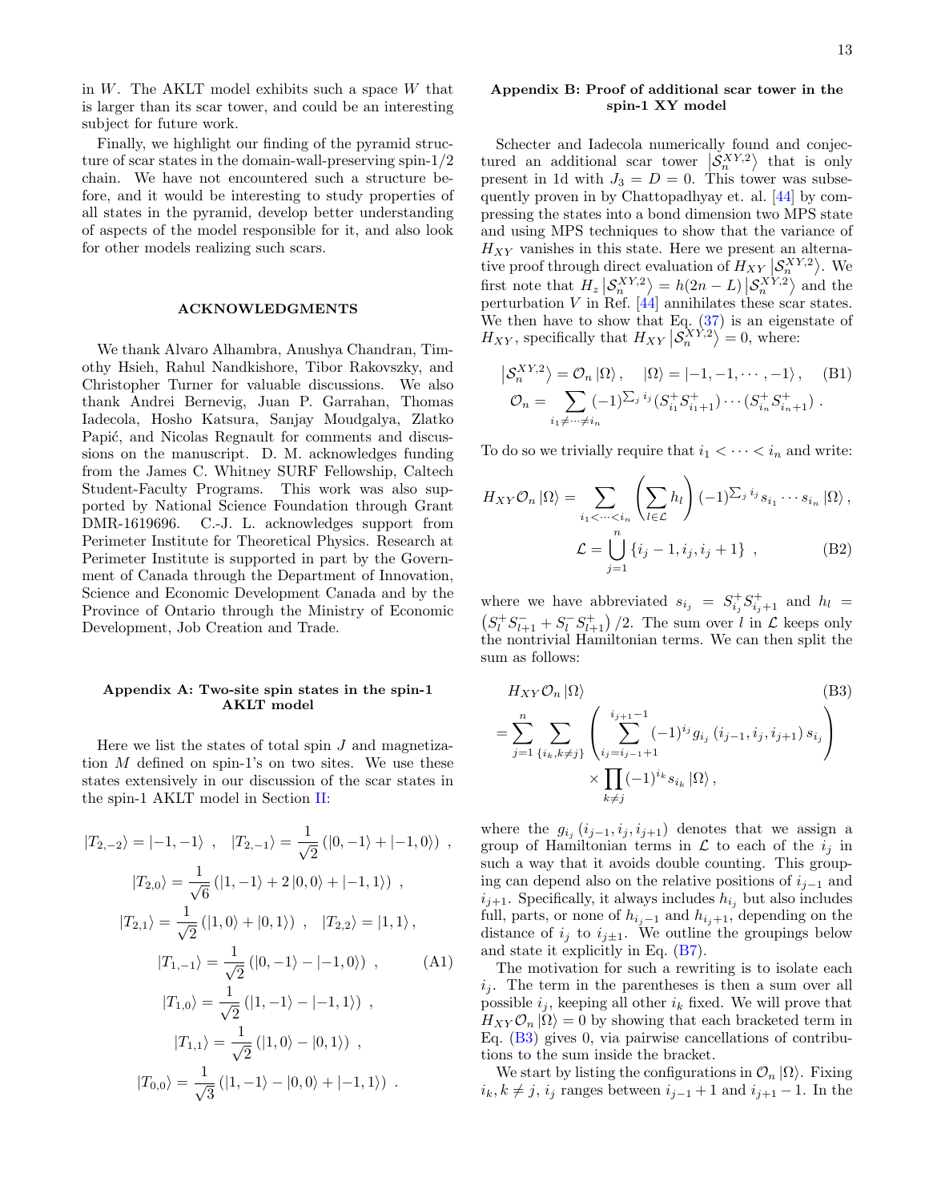in $W$. The AKLT model exhibits such a space $W$ that is larger than its scar tower, and could be an interesting subject for future work.

Finally, we highlight our finding of the pyramid structure of scar states in the domain-wall-preserving spin-1/2 chain. We have not encountered such a structure before, and it would be interesting to study properties of all states in the pyramid, develop better understanding of aspects of the model responsible for it, and also look for other models realizing such scars.

## ACKNOWLEDGMENTS

We thank Alvaro Alhambra, Anushya Chandran, Timothy Hsieh, Rahul Nandkishore, Tibor Rakovszky, and Christopher Turner for valuable discussions. We also thank Andrei Bernevig, Juan P. Garrahan, Thomas Iadecola, Hosho Katsura, Sanjay Moudgalya, Zlatko Papić, and Nicolas Regnault for comments and discussions on the manuscript. D. M. acknowledges funding from the James C. Whitney SURF Fellowship, Caltech Student-Faculty Programs. This work was also supported by National Science Foundation through Grant DMR-1619696. C.-J. L. acknowledges support from Perimeter Institute for Theoretical Physics. Research at Perimeter Institute is supported in part by the Government of Canada through the Department of Innovation, Science and Economic Development Canada and by the Province of Ontario through the Ministry of Economic Development, Job Creation and Trade.

## Appendix A: Two-site spin states in the spin-1 AKLT model

Here we list the states of total spin $J$ and magnetization $M$ defined on spin-1's on two sites. We use these states extensively in our discussion of the scar states in the spin-1 AKLT model in Section II:

$$
\begin{aligned}
|T_{2,-2}\rangle &= |-1,-1\rangle \ , \quad |T_{2,-1}\rangle = \frac{1}{\sqrt{2}}\left(|0,-1\rangle + |-1,0\rangle\right) \ , \\
|T_{2,0}\rangle &= \frac{1}{\sqrt{6}}\left(|1,-1\rangle + 2\,|0,0\rangle + |-1,1\rangle\right) \ , \\
|T_{2,1}\rangle &= \frac{1}{\sqrt{2}}\left(|1,0\rangle + |0,1\rangle\right) \ , \quad |T_{2,2}\rangle = |1,1\rangle \, , \\
|T_{1,-1}\rangle &= \frac{1}{\sqrt{2}}\left(|0,-1\rangle - |-1,0\rangle\right) \ , \qquad \text{(A1)} \\
|T_{1,0}\rangle &= \frac{1}{\sqrt{2}}\left(|1,-1\rangle - |-1,1\rangle\right) \ , \\
|T_{1,1}\rangle &= \frac{1}{\sqrt{2}}\left(|1,0\rangle - |0,1\rangle\right) \ , \\
|T_{0,0}\rangle &= \frac{1}{\sqrt{3}}\left(|1,-1\rangle - |0,0\rangle + |-1,1\rangle\right) \ .
\end{aligned}
$$

## Appendix B: Proof of additional scar tower in the spin-1 XY model

Schecter and Iadecola numerically found and conjectured an additional scar tower $\left|\mathcal{S}_n^{XY,2}\right\rangle$ that is only present in 1d with $J_3 = D = 0$. This tower was subsequently proven in by Chattopadhyay et. al. [44] by compressing the states into a bond dimension two MPS state and using MPS techniques to show that the variance of $H_{XY}$ vanishes in this state. Here we present an alternative proof through direct evaluation of $H_{XY}\left|\mathcal{S}_n^{XY,2}\right\rangle$. We first note that $H_z\left|\mathcal{S}_n^{XY,2}\right\rangle = h(2n-L)\left|\mathcal{S}_n^{XY,2}\right\rangle$ and the perturbation $V$ in Ref. [44] annihilates these scar states. We then have to show that Eq. (37) is an eigenstate of $H_{XY}$, specifically that $H_{XY}\left|\mathcal{S}_n^{XY,2}\right\rangle = 0$, where:

$$
\begin{aligned}
&\left|\mathcal{S}_n^{XY,2}\right\rangle = \mathcal{O}_n\,|\Omega\rangle \, , \quad |\Omega\rangle = |-1,-1,\cdots,-1\rangle \, , \qquad \text{(B1)} \\
&\mathcal{O}_n = \sum_{i_1 \neq \cdots \neq i_n} (-1)^{\sum_j i_j} (S^+_{i_1} S^+_{i_1+1}) \cdots (S^+_{i_n} S^+_{i_n+1}) \ .
\end{aligned}
$$

To do so we trivially require that $i_1 < \cdots < i_n$ and write:

$$
\begin{aligned}
H_{XY}\mathcal{O}_n\,|\Omega\rangle &= \sum_{i_1 < \cdots < i_n} \left(\sum_{l \in \mathcal{L}} h_l\right) (-1)^{\sum_j i_j} s_{i_1} \cdots s_{i_n}\,|\Omega\rangle \, , \\
\mathcal{L} &= \bigcup_{j=1}^{n} \{i_j - 1, i_j, i_j + 1\} \ , \qquad \text{(B2)}
\end{aligned}
$$

where we have abbreviated $s_{i_j} = S^+_{i_j} S^+_{i_j+1}$ and $h_l = \left(S^+_l S^-_{l+1} + S^-_l S^+_{l+1}\right)/2$. The sum over $l$ in $\mathcal{L}$ keeps only the nontrivial Hamiltonian terms. We can then split the sum as follows:

$$
\begin{aligned}
&H_{XY}\mathcal{O}_n\,|\Omega\rangle \qquad \text{(B3)} \\
&= \sum_{j=1}^{n} \sum_{\{i_k, k \neq j\}} \left(\sum_{i_j = i_{j-1}+1}^{i_{j+1}-1} (-1)^{i_j} g_{i_j}\left(i_{j-1}, i_j, i_{j+1}\right) s_{i_j}\right) \\
&\qquad \times \prod_{k \neq j} (-1)^{i_k} s_{i_k}\,|\Omega\rangle \, ,
\end{aligned}
$$

where the $g_{i_j}\left(i_{j-1}, i_j, i_{j+1}\right)$ denotes that we assign a group of Hamiltonian terms in $\mathcal{L}$ to each of the $i_j$ in such a way that it avoids double counting. This grouping can depend also on the relative positions of $i_{j-1}$ and $i_{j+1}$. Specifically, it always includes $h_{i_j}$ but also includes full, parts, or none of $h_{i_j-1}$ and $h_{i_j+1}$, depending on the distance of $i_j$ to $i_{j\pm1}$. We outline the groupings below and state it explicitly in Eq. (B7).

The motivation for such a rewriting is to isolate each $i_j$. The term in the parentheses is then a sum over all possible $i_j$, keeping all other $i_k$ fixed. We will prove that $H_{XY}\mathcal{O}_n\,|\Omega\rangle = 0$ by showing that each bracketed term in Eq. (B3) gives 0, via pairwise cancellations of contributions to the sum inside the bracket.

We start by listing the configurations in $\mathcal{O}_n\,|\Omega\rangle$. Fixing $i_k, k \neq j$, $i_j$ ranges between $i_{j-1}+1$ and $i_{j+1}-1$. In the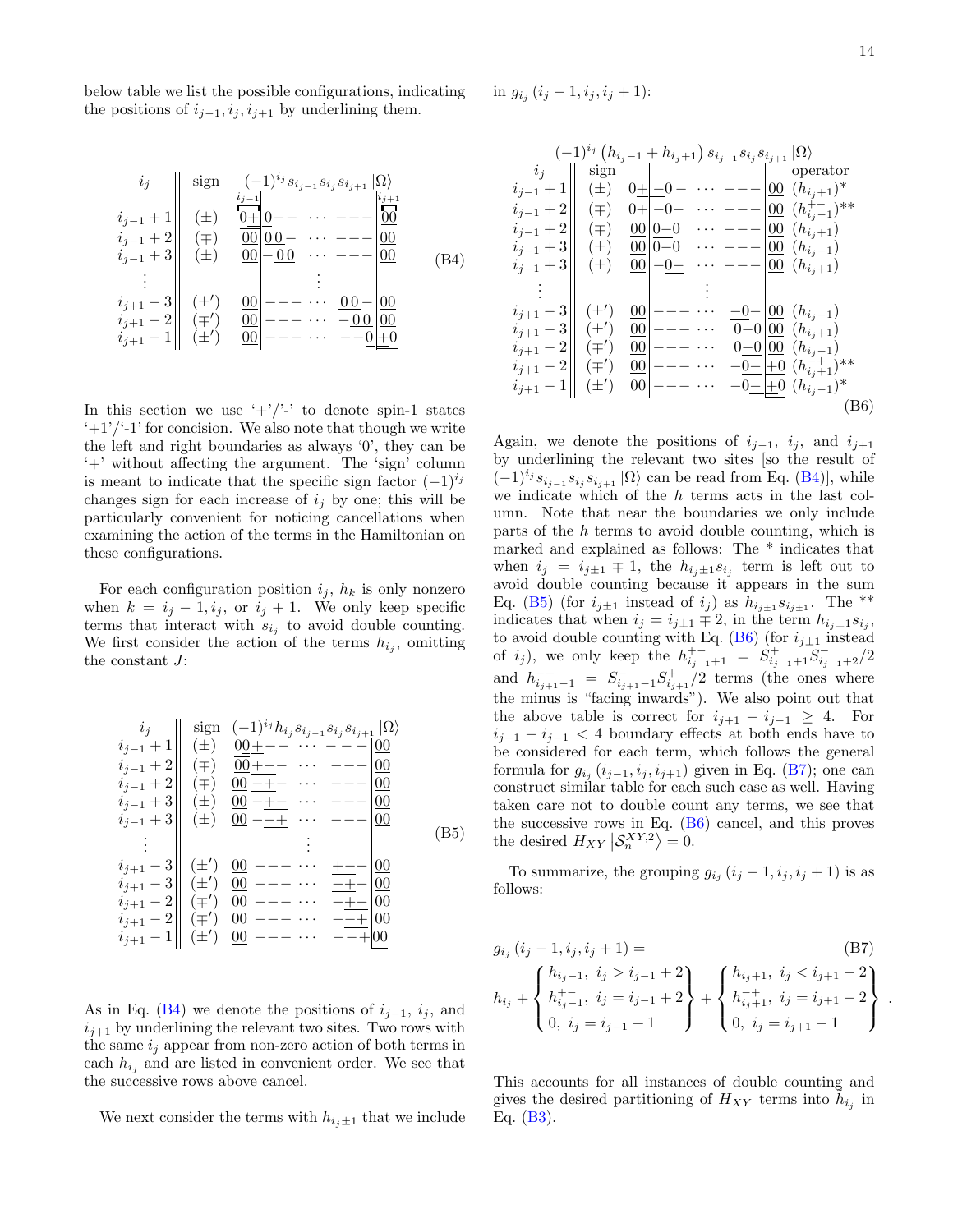below table we list the possible configurations, indicating the positions of $i_{j-1}, i_j, i_{j+1}$ by underlining them.

$$
\begin{array}{c||c|l}
i_j & \text{sign} & (-1)^{i_j} s_{i_{j-1}} s_{i_j} s_{i_{j+1}} |\Omega\rangle \\
i_{j-1}+1 & (\pm) & \underline{0+}|0-- \cdots ---|\underline{00} \\
i_{j-1}+2 & (\mp) & \underline{00}|0\,0- \cdots ---|\underline{00} \\
i_{j-1}+3 & (\pm) & \underline{00}|-0\,0 \cdots ---|\underline{00} \\
\vdots & & \vdots \\
i_{j+1}-3 & (\pm') & \underline{00}|--- \cdots 0\,0-|\underline{00} \\
i_{j+1}-2 & (\mp') & \underline{00}|--- \cdots -0\,0|\underline{00} \\
i_{j+1}-1 & (\pm') & \underline{00}|--- \cdots --0|\underline{+0}
\end{array}
\tag{B4}
$$

In this section we use '+'/'-' to denote spin-1 states '+1'/'-1' for concision. We also note that though we write the left and right boundaries as always '0', they can be '+' without affecting the argument. The 'sign' column is meant to indicate that the specific sign factor $(-1)^{i_j}$ changes sign for each increase of $i_j$ by one; this will be particularly convenient for noticing cancellations when examining the action of the terms in the Hamiltonian on these configurations.

For each configuration position $i_j$, $h_k$ is only nonzero when $k = i_j - 1, i_j,$ or $i_j + 1$. We only keep specific terms that interact with $s_{i_j}$ to avoid double counting. We first consider the action of the terms $h_{i_j}$, omitting the constant $J$:

$$
\begin{array}{c||c|l}
i_j & \text{sign} & (-1)^{i_j} h_{i_j} s_{i_{j-1}} s_{i_j} s_{i_{j+1}} |\Omega\rangle \\
i_{j-1}+1 & (\pm) & \underline{00}|\underline{+}-- \cdots ---|\underline{00} \\
i_{j-1}+2 & (\mp) & \underline{00}|\underline{+}-- \cdots ---|\underline{00} \\
i_{j-1}+2 & (\mp) & \underline{00}|\underline{-+}- \cdots ---|\underline{00} \\
i_{j-1}+3 & (\pm) & \underline{00}|\underline{-+}- \cdots ---|\underline{00} \\
i_{j-1}+3 & (\pm) & \underline{00}|-\underline{-+} \cdots ---|\underline{00} \\
\vdots & & \vdots \\
i_{j+1}-3 & (\pm') & \underline{00}|--- \cdots \underline{+-}-|\underline{00} \\
i_{j+1}-3 & (\pm') & \underline{00}|--- \cdots \underline{-+}-|\underline{00} \\
i_{j+1}-2 & (\mp') & \underline{00}|--- \cdots -\underline{+-}|\underline{00} \\
i_{j+1}-2 & (\mp') & \underline{00}|--- \cdots -\underline{-+}|\underline{00} \\
i_{j+1}-1 & (\pm') & \underline{00}|--- \cdots --\underline{+}|\underline{00}
\end{array}
\tag{B5}
$$

As in Eq. (B4) we denote the positions of $i_{j-1}$, $i_j$, and $i_{j+1}$ by underlining the relevant two sites. Two rows with the same $i_j$ appear from non-zero action of both terms in each $h_{i_j}$ and are listed in convenient order. We see that the successive rows above cancel.

We next consider the terms with $h_{i_j \pm 1}$ that we include in $g_{i_j}(i_j - 1, i_j, i_j + 1)$:

$$
\begin{array}{c||c|l|l}
& & (-1)^{i_j} \left(h_{i_j-1} + h_{i_j+1}\right) s_{i_{j-1}} s_{i_j} s_{i_{j+1}} |\Omega\rangle & \\
i_j & \text{sign} & & \text{operator} \\
i_{j-1}+1 & (\pm) & 0\underline{+}|\underline{-0}- \cdots ---|\underline{00} & (h_{i_j+1})^* \\
i_{j-1}+2 & (\mp) & \underline{0+}|\underline{-0}- \cdots ---|\underline{00} & (h^{+-}_{i_j-1})^{**} \\
i_{j-1}+2 & (\mp) & \underline{00}|\underline{0-0} \cdots ---|\underline{00} & (h_{i_j+1}) \\
i_{j-1}+3 & (\pm) & \underline{00}|\underline{0-0} \cdots ---|\underline{00} & (h_{i_j-1}) \\
i_{j-1}+3 & (\pm) & \underline{00}|-\underline{0-} \cdots ---|\underline{00} & (h_{i_j+1}) \\
\vdots & & \vdots & \\
i_{j+1}-3 & (\pm') & \underline{00}|--- \cdots \underline{-0-}|\underline{00} & (h_{i_j-1}) \\
i_{j+1}-3 & (\pm') & \underline{00}|--- \cdots \underline{0-0}|\underline{00} & (h_{i_j+1}) \\
i_{j+1}-2 & (\mp') & \underline{00}|--- \cdots \underline{0-0}|\underline{00} & (h_{i_j-1}) \\
i_{j+1}-2 & (\mp') & \underline{00}|--- \cdots -\underline{0-}|\underline{+0} & (h^{-+}_{i_j+1})^{**} \\
i_{j+1}-1 & (\pm') & \underline{00}|--- \cdots -\underline{0-}|\underline{+}0 & (h_{i_j-1})^*
\end{array}
\tag{B6}
$$

Again, we denote the positions of $i_{j-1}$, $i_j$, and $i_{j+1}$ by underlining the relevant two sites [so the result of $(-1)^{i_j} s_{i_{j-1}} s_{i_j} s_{i_{j+1}} |\Omega\rangle$ can be read from Eq. (B4)], while we indicate which of the $h$ terms acts in the last column. Note that near the boundaries we only include parts of the $h$ terms to avoid double counting, which is marked and explained as follows: The * indicates that when $i_j = i_{j\pm1} \mp 1$, the $h_{i_j \pm 1} s_{i_j}$ term is left out to avoid double counting because it appears in the sum Eq. (B5) (for $i_{j\pm1}$ instead of $i_j$) as $h_{i_{j\pm1}} s_{i_{j\pm1}}$. The ** indicates that when $i_j = i_{j\pm1} \mp 2$, in the term $h_{i_j\pm1} s_{i_j}$, to avoid double counting with Eq. (B6) (for $i_{j\pm1}$ instead of $i_j$), we only keep the $h^{+-}_{i_{j-1}+1} = S^{+}_{i_{j-1}+1} S^{-}_{i_{j-1}+2}/2$ and $h^{-+}_{i_{j+1}-1} = S^{-}_{i_{j+1}-1} S^{+}_{i_{j+1}}/2$ terms (the ones where the minus is "facing inwards"). We also point out that the above table is correct for $i_{j+1} - i_{j-1} \geq 4$. For $i_{j+1} - i_{j-1} < 4$ boundary effects at both ends have to be considered for each term, which follows the general formula for $g_{i_j}(i_{j-1}, i_j, i_{j+1})$ given in Eq. (B7); one can construct similar table for each such case as well. Having taken care not to double count any terms, we see that the successive rows in Eq. (B6) cancel, and this proves the desired $H_{XY} \left|\mathcal{S}^{XY,2}_n\right\rangle = 0$.

To summarize, the grouping $g_{i_j}(i_j - 1, i_j, i_j + 1)$ is as follows:

$$
g_{i_j}(i_j - 1, i_j, i_j + 1) =
\tag{B7}
$$

$$
h_{i_j} + \left\{ \begin{array}{l} h_{i_j-1},\ i_j > i_{j-1} + 2 \\ h^{+-}_{i_j-1},\ i_j = i_{j-1} + 2 \\ 0,\ i_j = i_{j-1} + 1 \end{array} \right\} + \left\{ \begin{array}{l} h_{i_j+1},\ i_j < i_{j+1} - 2 \\ h^{-+}_{i_j+1},\ i_j = i_{j+1} - 2 \\ 0,\ i_j = i_{j+1} - 1 \end{array} \right\}.
$$

This accounts for all instances of double counting and gives the desired partitioning of $H_{XY}$ terms into $h_{i_j}$ in Eq. (B3).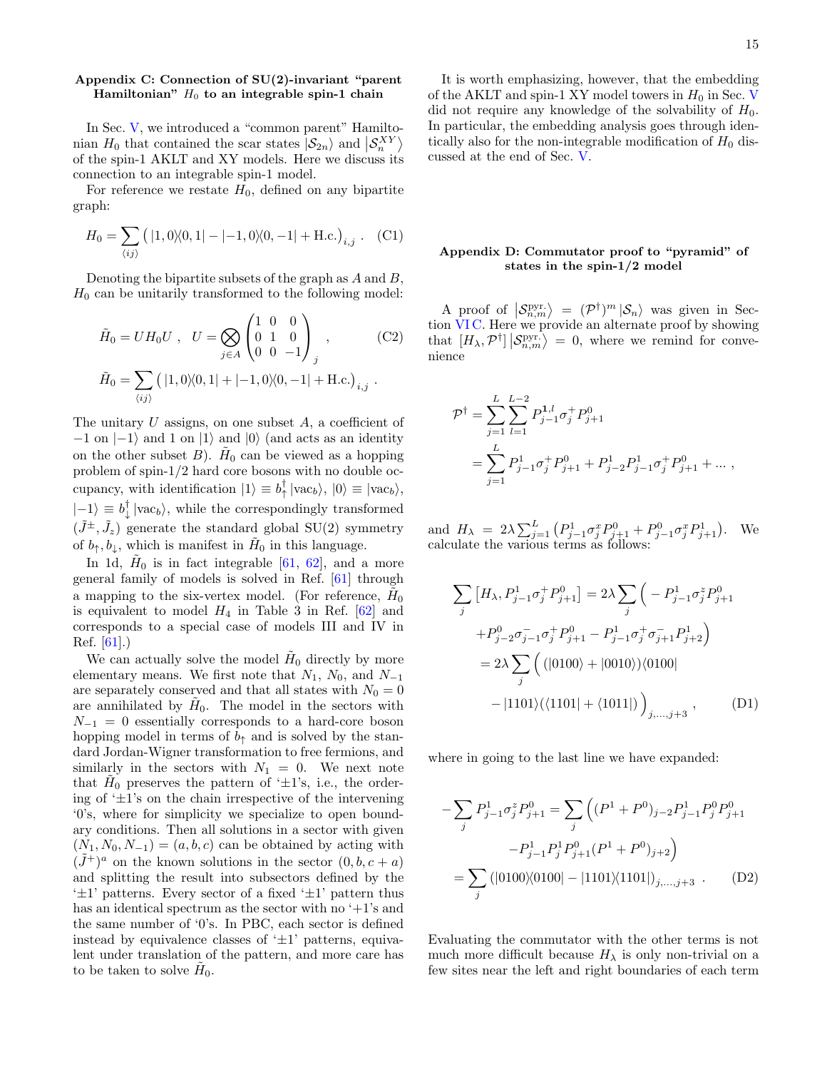### Appendix C: Connection of SU(2)-invariant "parent Hamiltonian" $H_0$ to an integrable spin-1 chain

In Sec. V, we introduced a "common parent" Hamiltonian $H_0$ that contained the scar states $|\mathcal{S}_{2n}\rangle$ and $|\mathcal{S}_n^{XY}\rangle$ of the spin-1 AKLT and XY models. Here we discuss its connection to an integrable spin-1 model.

For reference we restate $H_0$, defined on any bipartite graph:

$$H_0 = \sum_{\langle ij\rangle} \left( |1,0\rangle\langle 0,1| - |-1,0\rangle\langle 0,-1| + \text{H.c.}\right)_{i,j} . \quad \text{(C1)}$$

Denoting the bipartite subsets of the graph as $A$ and $B$, $H_0$ can be unitarily transformed to the following model:

$$\tilde{H}_0 = U H_0 U \ , \quad U = \bigotimes_{j\in A} \begin{pmatrix} 1 & 0 & 0 \\ 0 & 1 & 0 \\ 0 & 0 & -1 \end{pmatrix}_j \ , \quad \text{(C2)}$$

$$\tilde{H}_0 = \sum_{\langle ij\rangle} \left( |1,0\rangle\langle 0,1| + |-1,0\rangle\langle 0,-1| + \text{H.c.}\right)_{i,j} .$$

The unitary $U$ assigns, on one subset $A$, a coefficient of $-1$ on $|-1\rangle$ and 1 on $|1\rangle$ and $|0\rangle$ (and acts as an identity on the other subset $B$). $\tilde{H}_0$ can be viewed as a hopping problem of spin-1/2 hard core bosons with no double occupancy, with identification $|1\rangle \equiv b_\uparrow^\dagger |\text{vac}_b\rangle$, $|0\rangle \equiv |\text{vac}_b\rangle$, $|-1\rangle \equiv b_\downarrow^\dagger |\text{vac}_b\rangle$, while the correspondingly transformed $(\tilde{J}^\pm, \tilde{J}_z)$ generate the standard global SU(2) symmetry of $b_\uparrow, b_\downarrow$, which is manifest in $\tilde{H}_0$ in this language.

In 1d, $\tilde{H}_0$ is in fact integrable [61, 62], and a more general family of models is solved in Ref. [61] through a mapping to the six-vertex model. (For reference, $\tilde{H}_0$ is equivalent to model $H_4$ in Table 3 in Ref. [62] and corresponds to a special case of models III and IV in Ref. [61].)

We can actually solve the model $\tilde{H}_0$ directly by more elementary means. We first note that $N_1$, $N_0$, and $N_{-1}$ are separately conserved and that all states with $N_0 = 0$ are annihilated by $\tilde{H}_0$. The model in the sectors with $N_{-1} = 0$ essentially corresponds to a hard-core boson hopping model in terms of $b_\uparrow$ and is solved by the standard Jordan-Wigner transformation to free fermions, and similarly in the sectors with $N_1 = 0$. We next note that $\tilde{H}_0$ preserves the pattern of '$\pm$1's, i.e., the ordering of '$\pm$1's on the chain irrespective of the intervening '0's, where for simplicity we specialize to open boundary conditions. Then all solutions in a sector with given $(N_1, N_0, N_{-1}) = (a, b, c)$ can be obtained by acting with $(\tilde{J}^+)^a$ on the known solutions in the sector $(0, b, c + a)$ and splitting the result into subsectors defined by the '$\pm$1' patterns. Every sector of a fixed '$\pm$1' pattern thus has an identical spectrum as the sector with no '+1's and the same number of '0's. In PBC, each sector is defined instead by equivalence classes of '$\pm$1' patterns, equivalent under translation of the pattern, and more care has to be taken to solve $\tilde{H}_0$.

It is worth emphasizing, however, that the embedding of the AKLT and spin-1 XY model towers in $H_0$ in Sec. V did not require any knowledge of the solvability of $H_0$. In particular, the embedding analysis goes through identically also for the non-integrable modification of $H_0$ discussed at the end of Sec. V.

### Appendix D: Commutator proof to "pyramid" of states in the spin-1/2 model

A proof of $|\mathcal{S}_{n,m}^{\text{pyr.}}\rangle = (\mathcal{P}^\dagger)^m |\mathcal{S}_n\rangle$ was given in Section VI C. Here we provide an alternate proof by showing that $[H_\lambda, \mathcal{P}^\dagger] |\mathcal{S}_{n,m}^{\text{pyr.}}\rangle = 0$, where we remind for convenience

$$\begin{aligned}
\mathcal{P}^\dagger &= \sum_{j=1}^{L} \sum_{l=1}^{L-2} P_{j-1}^{\mathbf{1},l} \sigma_j^+ P_{j+1}^0 \\
&= \sum_{j=1}^{L} P_{j-1}^1 \sigma_j^+ P_{j+1}^0 + P_{j-2}^1 P_{j-1}^1 \sigma_j^+ P_{j+1}^0 + \ldots ,
\end{aligned}$$

and $H_\lambda = 2\lambda \sum_{j=1}^{L} \left( P_{j-1}^1 \sigma_j^x P_{j+1}^0 + P_{j-1}^0 \sigma_j^x P_{j+1}^1 \right)$. We calculate the various terms as follows:

$$\begin{aligned}
\sum_j \left[H_\lambda, P_{j-1}^1 \sigma_j^+ P_{j+1}^0\right] &= 2\lambda \sum_j \Big( -P_{j-1}^1 \sigma_j^z P_{j+1}^0 \\
&\quad + P_{j-2}^0 \sigma_{j-1}^- \sigma_j^+ P_{j+1}^0 - P_{j-1}^1 \sigma_j^+ \sigma_{j+1}^- P_{j+2}^1 \Big) \\
&= 2\lambda \sum_j \Big( (|0100\rangle + |0010\rangle)\langle 0100| \\
&\quad - |1101\rangle(\langle 1101| + \langle 1011|) \Big)_{j,\ldots,j+3} , \qquad \text{(D1)}
\end{aligned}$$

where in going to the last line we have expanded:

$$\begin{aligned}
-\sum_j P_{j-1}^1 \sigma_j^z P_{j+1}^0 &= \sum_j \Big( (P^1 + P^0)_{j-2} P_{j-1}^1 P_j^0 P_{j+1}^0 \\
&\quad - P_{j-1}^1 P_j^1 P_{j+1}^0 (P^1 + P^0)_{j+2} \Big) \\
&= \sum_j \left( |0100\rangle\langle 0100| - |1101\rangle\langle 1101| \right)_{j,\ldots,j+3} . \qquad \text{(D2)}
\end{aligned}$$

Evaluating the commutator with the other terms is not much more difficult because $H_\lambda$ is only non-trivial on a few sites near the left and right boundaries of each term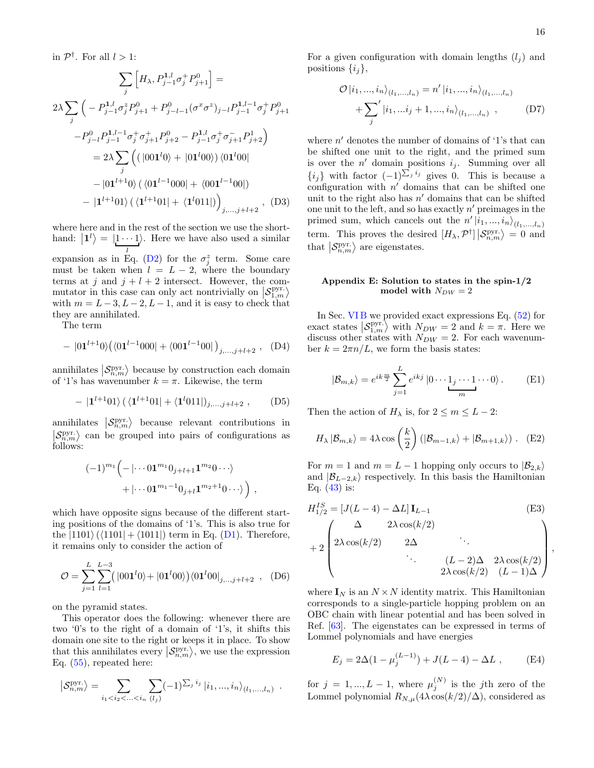in $\mathcal{P}^\dagger$. For all $l > 1$:

$$
\begin{aligned}
&\sum_j \left[ H_\lambda, P^{\mathbf{1},l}_{j-1}\sigma^+_j P^0_{j+1}\right] = \\
&2\lambda \sum_j \Big( - P^{\mathbf{1},l}_{j-1}\sigma^z_j P^0_{j+1} + P^0_{j-l-1}(\sigma^x\sigma^z)_{j-l}P^{\mathbf{1},l-1}_{j-1}\sigma^+_j P^0_{j+1} \\
&\quad -P^0_{j-l}P^{\mathbf{1},l-1}_{j-1}\sigma^+_j\sigma^+_{j+1}P^0_{j+2} - P^{\mathbf{1},l}_{j-1}\sigma^+_j\sigma^-_{j+1}P^1_{j+2}\Big) \\
&\quad = 2\lambda \sum_j \Big( \left( |00\mathbf{1}^l 0\rangle + |0\mathbf{1}^l 00\rangle \right) \langle 0\mathbf{1}^l 00| \\
&\quad\quad - |0\mathbf{1}^{l+1}0\rangle \left( \langle 0\mathbf{1}^{l-1}000| + \langle 00\mathbf{1}^{l-1}00|\right) \\
&\quad\quad - |\mathbf{1}^{l+1}01\rangle \left( \langle \mathbf{1}^{l+1}01| + \langle \mathbf{1}^l 011|\right)\Big)_{j,\ldots,j+l+2} \ , \quad \text{(D3)}
\end{aligned}
$$

where here and in the rest of the section we use the shorthand: $\left|\mathbf{1}^l\right\rangle = |\underbrace{1\cdots1}_{l}\rangle$. Here we have also used a similar expansion as in Eq. (D2) for the $\sigma^z_j$ term. Some care must be taken when $l = L-2$, where the boundary terms at $j$ and $j+l+2$ intersect. However, the commutator in this case can only act nontrivially on $\left|\mathcal{S}^{\text{pyr.}}_{1,m}\right\rangle$ with $m = L-3, L-2, L-1$, and it is easy to check that they are annihilated.

The term

$$
- \ |0\mathbf{1}^{l+1}0\rangle\left(\langle 0\mathbf{1}^{l-1}000| + \langle 00\mathbf{1}^{l-1}00|\right)_{j,\ldots,j+l+2} \ , \quad \text{(D4)}
$$

annihilates $\left|\mathcal{S}^{\text{pyr.}}_{n,m}\right\rangle$ because by construction each domain of '1's has wavenumber $k = \pi$. Likewise, the term

$$
- \ |\mathbf{1}^{l+1}01\rangle \left( \langle \mathbf{1}^{l+1}01| + \langle \mathbf{1}^l 011|\right)_{j,\ldots,j+l+2} \ , \quad \text{(D5)}
$$

annihilates $\left|\mathcal{S}^{\text{pyr.}}_{n,m}\right\rangle$ because relevant contributions in $\left|\mathcal{S}^{\text{pyr.}}_{n,m}\right\rangle$ can be grouped into pairs of configurations as follows:

$$
\begin{aligned}
(-1)^{m_1}\Big( &- |\cdots 0\mathbf{1}^{m_1}0_{j+l+1}\mathbf{1}^{m_2}0\cdots\rangle \\
&+ |\cdots 0\mathbf{1}^{m_1-1}0_{j+l}\mathbf{1}^{m_2+1}0\cdots\rangle\Big) \ ,
\end{aligned}
$$

which have opposite signs because of the different starting positions of the domains of '1's. This is also true for the $|1101\rangle\left(\langle 1101| + \langle 1011|\right)$ term in Eq. (D1). Therefore, it remains only to consider the action of

$$
\mathcal{O} = \sum_{j=1}^{L}\sum_{l=1}^{L-3}\left( |00\mathbf{1}^l 0\rangle + |0\mathbf{1}^l 00\rangle\right)\langle 0\mathbf{1}^l 00|_{j,\ldots,j+l+2} \ , \quad \text{(D6)}
$$

on the pyramid states.

This operator does the following: whenever there are two '0's to the right of a domain of '1's, it shifts this domain one site to the right or keeps it in place. To show that this annihilates every $\left|\mathcal{S}^{\text{pyr.}}_{n,m}\right\rangle$, we use the expression Eq. (55), repeated here:

$$
\left|\mathcal{S}^{\text{pyr.}}_{n,m}\right\rangle = \sum_{i_1<i_2<\ldots<i_n}\ \sum_{(l_j)} (-1)^{\sum_j i_j}\, |i_1,\ldots,i_n\rangle_{(l_1,\ldots,l_n)} \ .
$$

For a given configuration with domain lengths $(l_j)$ and positions $\{i_j\}$,

$$
\begin{aligned}
\mathcal{O}\,|i_1,\ldots,i_n\rangle_{(l_1,\ldots,l_n)} &= n'\,|i_1,\ldots,i_n\rangle_{(l_1,\ldots,l_n)} \\
&+ {\sum_j}'\, |i_1,\ldots i_j+1,\ldots,i_n\rangle_{(l_1,\ldots,l_n)} \ , \quad \text{(D7)}
\end{aligned}
$$

where $n'$ denotes the number of domains of '1's that can be shifted one unit to the right, and the primed sum is over the $n'$ domain positions $i_j$. Summing over all $\{i_j\}$ with factor $(-1)^{\sum_j i_j}$ gives 0. This is because a configuration with $n'$ domains that can be shifted one unit to the right also has $n'$ domains that can be shifted one unit to the left, and so has exactly $n'$ preimages in the primed sum, which cancels out the $n'\,|i_1,\ldots,i_n\rangle_{(l_1,\ldots,l_n)}$ term. This proves the desired $[H_\lambda, \mathcal{P}^\dagger]\left|\mathcal{S}^{\text{pyr.}}_{n,m}\right\rangle = 0$ and that $\left|\mathcal{S}^{\text{pyr.}}_{n,m}\right\rangle$ are eigenstates.

## Appendix E: Solution to states in the spin-1/2 model with $N_{DW} = 2$

In Sec. VI B we provided exact expressions Eq. (52) for exact states $\left|\mathcal{S}^{\text{pyr.}}_{1,m}\right\rangle$ with $N_{DW} = 2$ and $k = \pi$. Here we discuss other states with $N_{DW} = 2$. For each wavenumber $k = 2\pi n/L$, we form the basis states:

$$
|\mathcal{B}_{m,k}\rangle = e^{ik\frac{m}{2}}\sum_{j=1}^{L} e^{ikj}\, |0\cdots\underbrace{1_j\cdots1}_{m}\cdots0\rangle \, . \quad \text{(E1)}
$$

Then the action of $H_\lambda$ is, for $2 \leq m \leq L-2$:

$$
H_\lambda\,|\mathcal{B}_{m,k}\rangle = 4\lambda\cos\left(\frac{k}{2}\right)\left(|\mathcal{B}_{m-1,k}\rangle + |\mathcal{B}_{m+1,k}\rangle\right) . \quad \text{(E2)}
$$

For $m = 1$ and $m = L-1$ hopping only occurs to $|\mathcal{B}_{2,k}\rangle$ and $|\mathcal{B}_{L-2,k}\rangle$ respectively. In this basis the Hamiltonian Eq. (43) is:

$$
\begin{aligned}
H^{IS}_{1/2} &= \left[J(L-4) - \Delta L\right]\mathbf{I}_{L-1} \quad \text{(E3)} \\
&+ 2\begin{pmatrix}
\Delta & 2\lambda\cos(k/2) & & \\
2\lambda\cos(k/2) & 2\Delta & \ddots & \\
 & \ddots & (L-2)\Delta & 2\lambda\cos(k/2) \\
 & & 2\lambda\cos(k/2) & (L-1)\Delta
\end{pmatrix} ,
\end{aligned}
$$

where $\mathbf{I}_N$ is an $N\times N$ identity matrix. This Hamiltonian corresponds to a single-particle hopping problem on an OBC chain with linear potential and has been solved in Ref. [63]. The eigenstates can be expressed in terms of Lommel polynomials and have energies

$$
E_j = 2\Delta(1 - \mu^{(L-1)}_j) + J(L-4) - \Delta L \ , \quad \text{(E4)}
$$

for $j = 1, \ldots, L-1$, where $\mu^{(N)}_j$ is the $j$th zero of the Lommel polynomial $R_{N,\mu}(4\lambda\cos(k/2)/\Delta)$, considered as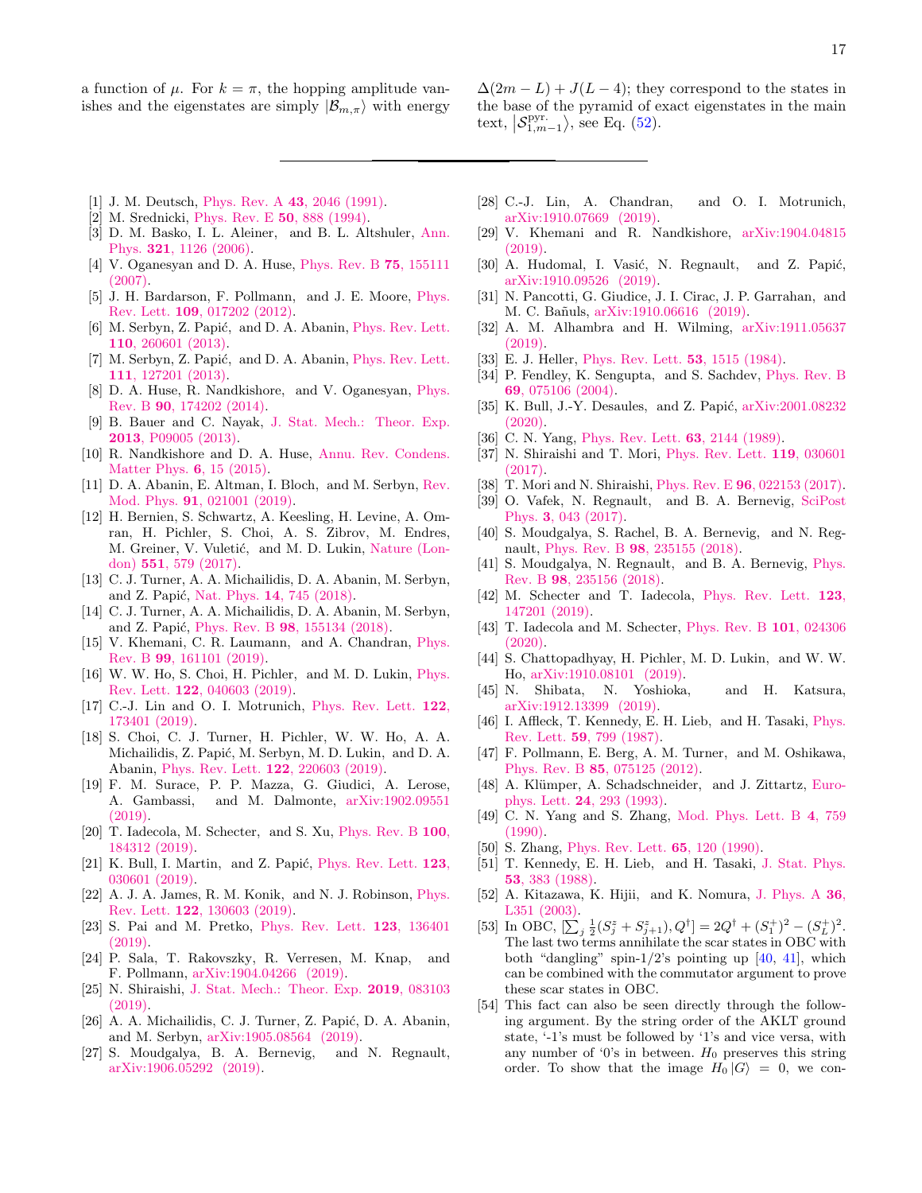a function of $\mu$. For $k = \pi$, the hopping amplitude vanishes and the eigenstates are simply $|\mathcal{B}_{m,\pi}\rangle$ with energy $\Delta(2m - L) + J(L - 4)$; they correspond to the states in the base of the pyramid of exact eigenstates in the main text, $\left|\mathcal{S}^{\text{pyr.}}_{1,m-1}\right\rangle$, see Eq. (52).

---

[1] J. M. Deutsch, Phys. Rev. A **43**, 2046 (1991).

[2] M. Srednicki, Phys. Rev. E **50**, 888 (1994).

[3] D. M. Basko, I. L. Aleiner, and B. L. Altshuler, Ann. Phys. **321**, 1126 (2006).

[4] V. Oganesyan and D. A. Huse, Phys. Rev. B **75**, 155111 (2007).

[5] J. H. Bardarson, F. Pollmann, and J. E. Moore, Phys. Rev. Lett. **109**, 017202 (2012).

[6] M. Serbyn, Z. Papić, and D. A. Abanin, Phys. Rev. Lett. **110**, 260601 (2013).

[7] M. Serbyn, Z. Papić, and D. A. Abanin, Phys. Rev. Lett. **111**, 127201 (2013).

[8] D. A. Huse, R. Nandkishore, and V. Oganesyan, Phys. Rev. B **90**, 174202 (2014).

[9] B. Bauer and C. Nayak, J. Stat. Mech.: Theor. Exp. **2013**, P09005 (2013).

[10] R. Nandkishore and D. A. Huse, Annu. Rev. Condens. Matter Phys. **6**, 15 (2015).

[11] D. A. Abanin, E. Altman, I. Bloch, and M. Serbyn, Rev. Mod. Phys. **91**, 021001 (2019).

[12] H. Bernien, S. Schwartz, A. Keesling, H. Levine, A. Omran, H. Pichler, S. Choi, A. S. Zibrov, M. Endres, M. Greiner, V. Vuletić, and M. D. Lukin, Nature (London) **551**, 579 (2017).

[13] C. J. Turner, A. A. Michailidis, D. A. Abanin, M. Serbyn, and Z. Papić, Nat. Phys. **14**, 745 (2018).

[14] C. J. Turner, A. A. Michailidis, D. A. Abanin, M. Serbyn, and Z. Papić, Phys. Rev. B **98**, 155134 (2018).

[15] V. Khemani, C. R. Laumann, and A. Chandran, Phys. Rev. B **99**, 161101 (2019).

[16] W. W. Ho, S. Choi, H. Pichler, and M. D. Lukin, Phys. Rev. Lett. **122**, 040603 (2019).

[17] C.-J. Lin and O. I. Motrunich, Phys. Rev. Lett. **122**, 173401 (2019).

[18] S. Choi, C. J. Turner, H. Pichler, W. W. Ho, A. A. Michailidis, Z. Papić, M. Serbyn, M. D. Lukin, and D. A. Abanin, Phys. Rev. Lett. **122**, 220603 (2019).

[19] F. M. Surace, P. P. Mazza, G. Giudici, A. Lerose, A. Gambassi, and M. Dalmonte, arXiv:1902.09551 (2019).

[20] T. Iadecola, M. Schecter, and S. Xu, Phys. Rev. B **100**, 184312 (2019).

[21] K. Bull, I. Martin, and Z. Papić, Phys. Rev. Lett. **123**, 030601 (2019).

[22] A. J. A. James, R. M. Konik, and N. J. Robinson, Phys. Rev. Lett. **122**, 130603 (2019).

[23] S. Pai and M. Pretko, Phys. Rev. Lett. **123**, 136401 (2019).

[24] P. Sala, T. Rakovszky, R. Verresen, M. Knap, and F. Pollmann, arXiv:1904.04266 (2019).

[25] N. Shiraishi, J. Stat. Mech.: Theor. Exp. **2019**, 083103 (2019).

[26] A. A. Michailidis, C. J. Turner, Z. Papić, D. A. Abanin, and M. Serbyn, arXiv:1905.08564 (2019).

[27] S. Moudgalya, B. A. Bernevig, and N. Regnault, arXiv:1906.05292 (2019).

[28] C.-J. Lin, A. Chandran, and O. I. Motrunich, arXiv:1910.07669 (2019).

[29] V. Khemani and R. Nandkishore, arXiv:1904.04815 (2019).

[30] A. Hudomal, I. Vasić, N. Regnault, and Z. Papić, arXiv:1910.09526 (2019).

[31] N. Pancotti, G. Giudice, J. I. Cirac, J. P. Garrahan, and M. C. Bañuls, arXiv:1910.06616 (2019).

[32] A. M. Alhambra and H. Wilming, arXiv:1911.05637 (2019).

[33] E. J. Heller, Phys. Rev. Lett. **53**, 1515 (1984).

[34] P. Fendley, K. Sengupta, and S. Sachdev, Phys. Rev. B **69**, 075106 (2004).

[35] K. Bull, J.-Y. Desaules, and Z. Papić, arXiv:2001.08232 (2020).

[36] C. N. Yang, Phys. Rev. Lett. **63**, 2144 (1989).

[37] N. Shiraishi and T. Mori, Phys. Rev. Lett. **119**, 030601 (2017).

[38] T. Mori and N. Shiraishi, Phys. Rev. E **96**, 022153 (2017).

[39] O. Vafek, N. Regnault, and B. A. Bernevig, SciPost Phys. **3**, 043 (2017).

[40] S. Moudgalya, S. Rachel, B. A. Bernevig, and N. Regnault, Phys. Rev. B **98**, 235155 (2018).

[41] S. Moudgalya, N. Regnault, and B. A. Bernevig, Phys. Rev. B **98**, 235156 (2018).

[42] M. Schecter and T. Iadecola, Phys. Rev. Lett. **123**, 147201 (2019).

[43] T. Iadecola and M. Schecter, Phys. Rev. B **101**, 024306 (2020).

[44] S. Chattopadhyay, H. Pichler, M. D. Lukin, and W. W. Ho, arXiv:1910.08101 (2019).

[45] N. Shibata, N. Yoshioka, and H. Katsura, arXiv:1912.13399 (2019).

[46] I. Affleck, T. Kennedy, E. H. Lieb, and H. Tasaki, Phys. Rev. Lett. **59**, 799 (1987).

[47] F. Pollmann, E. Berg, A. M. Turner, and M. Oshikawa, Phys. Rev. B **85**, 075125 (2012).

[48] A. Klümper, A. Schadschneider, and J. Zittartz, Europhys. Lett. **24**, 293 (1993).

[49] C. N. Yang and S. Zhang, Mod. Phys. Lett. B **4**, 759 (1990).

[50] S. Zhang, Phys. Rev. Lett. **65**, 120 (1990).

[51] T. Kennedy, E. H. Lieb, and H. Tasaki, J. Stat. Phys. **53**, 383 (1988).

[52] A. Kitazawa, K. Hijii, and K. Nomura, J. Phys. A **36**, L351 (2003).

[53] In OBC, $[\sum_j \frac{1}{2}(S^z_j + S^z_{j+1}), Q^\dagger] = 2Q^\dagger + (S^+_1)^2 - (S^+_L)^2$. The last two terms annihilate the scar states in OBC with both "dangling" spin-1/2's pointing up [40, 41], which can be combined with the commutator argument to prove these scar states in OBC.

[54] This fact can also be seen directly through the following argument. By the string order of the AKLT ground state, '-1's must be followed by '1's and vice versa, with any number of '0's in between. $H_0$ preserves this string order. To show that the image $H_0 |G\rangle = 0$, we con-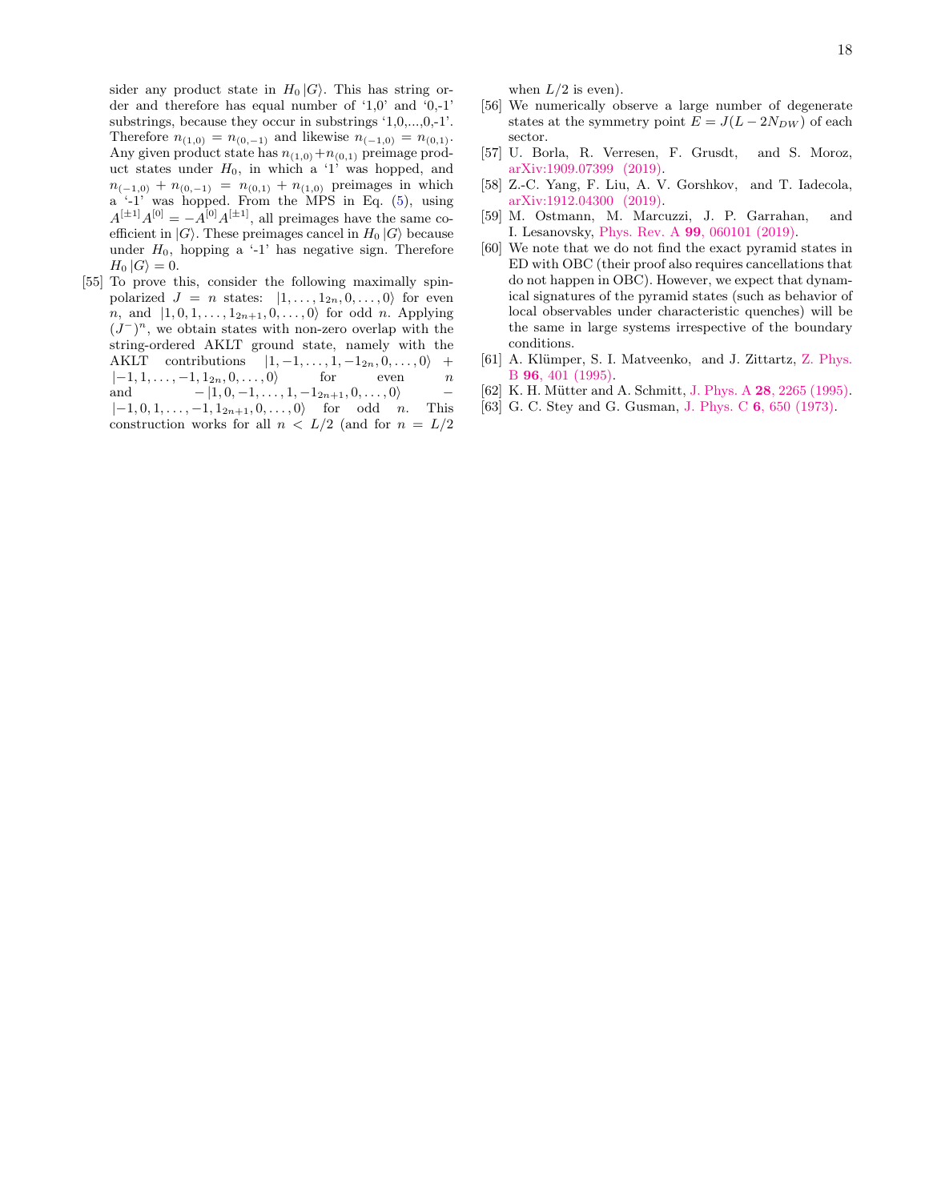sider any product state in $H_0 |G\rangle$. This has string order and therefore has equal number of '1,0' and '0,-1' substrings, because they occur in substrings '1,0,...,0,-1'. Therefore $n_{(1,0)} = n_{(0,-1)}$ and likewise $n_{(-1,0)} = n_{(0,1)}$. Any given product state has $n_{(1,0)} + n_{(0,1)}$ preimage product states under $H_0$, in which a '1' was hopped, and $n_{(-1,0)} + n_{(0,-1)} = n_{(0,1)} + n_{(1,0)}$ preimages in which a '-1' was hopped. From the MPS in Eq. (5), using $A^{[\pm 1]} A^{[0]} = -A^{[0]} A^{[\pm 1]}$, all preimages have the same coefficient in $|G\rangle$. These preimages cancel in $H_0 |G\rangle$ because under $H_0$, hopping a '-1' has negative sign. Therefore $H_0 |G\rangle = 0$.

[55] To prove this, consider the following maximally spin-polarized $J = n$ states: $|1, \ldots, 1_{2n}, 0, \ldots, 0\rangle$ for even $n$, and $|1, 0, 1, \ldots, 1_{2n+1}, 0, \ldots, 0\rangle$ for odd $n$. Applying $(J^-)^n$, we obtain states with non-zero overlap with the string-ordered AKLT ground state, namely with the AKLT contributions $|1, -1, \ldots, 1, -1_{2n}, 0, \ldots, 0\rangle + |-1, 1, \ldots, -1, 1_{2n}, 0, \ldots, 0\rangle$ for even $n$ and $-|1, 0, -1, \ldots, 1, -1_{2n+1}, 0, \ldots, 0\rangle - |-1, 0, 1, \ldots, -1, 1_{2n+1}, 0, \ldots, 0\rangle$ for odd $n$. This construction works for all $n < L/2$ (and for $n = L/2$ when $L/2$ is even).

[56] We numerically observe a large number of degenerate states at the symmetry point $E = J(L - 2N_{DW})$ of each sector.

[57] U. Borla, R. Verresen, F. Grusdt, and S. Moroz, arXiv:1909.07399 (2019).

[58] Z.-C. Yang, F. Liu, A. V. Gorshkov, and T. Iadecola, arXiv:1912.04300 (2019).

[59] M. Ostmann, M. Marcuzzi, J. P. Garrahan, and I. Lesanovsky, Phys. Rev. A **99**, 060101 (2019).

[60] We note that we do not find the exact pyramid states in ED with OBC (their proof also requires cancellations that do not happen in OBC). However, we expect that dynamical signatures of the pyramid states (such as behavior of local observables under characteristic quenches) will be the same in large systems irrespective of the boundary conditions.

[61] A. Klümper, S. I. Matveenko, and J. Zittartz, Z. Phys. B **96**, 401 (1995).

[62] K. H. Mütter and A. Schmitt, J. Phys. A **28**, 2265 (1995).

[63] G. C. Stey and G. Gusman, J. Phys. C **6**, 650 (1973).